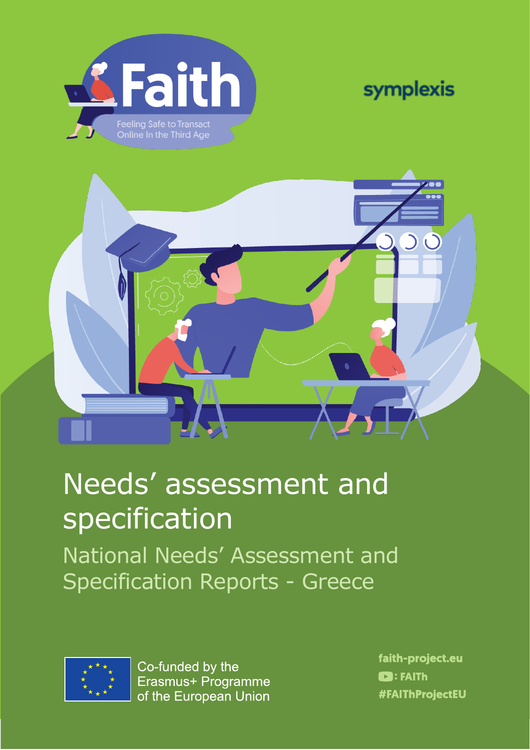Faith

Feeling Safe to Transact Online In the Third Age

symplexis

# Needs' assessment and specification

## National Needs' Assessment and Specification Reports - Greece

Co-funded by the Erasmus+ Programme of the European Union

faith-project.eu

: FAITh

#FAIThProjectEU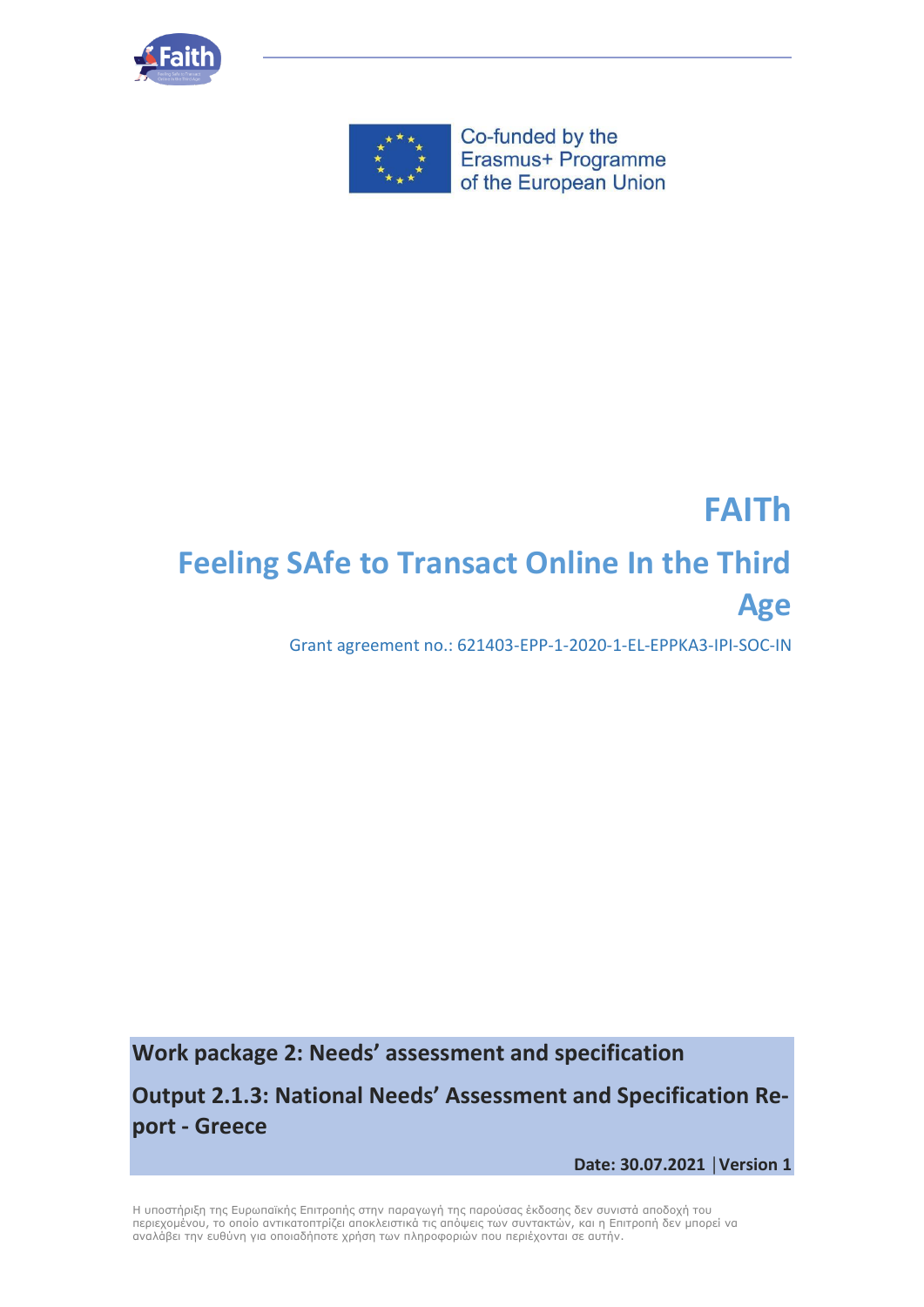Co-funded by the Erasmus+ Programme of the European Union

# FAITh

# Feeling SAfe to Transact Online In the Third Age

Grant agreement no.: 621403-EPP-1-2020-1-EL-EPPKA3-IPI-SOC-IN

**Work package 2: Needs' assessment and specification**

**Output 2.1.3: National Needs' Assessment and Specification Report - Greece**

**Date: 30.07.2021 │Version 1**

Η υποστήριξη της Ευρωπαϊκής Επιτροπής στην παραγωγή της παρούσας έκδοσης δεν συνιστά αποδοχή του περιεχομένου, το οποίο αντικατοπτρίζει αποκλειστικά τις απόψεις των συντακτών, και η Επιτροπή δεν μπορεί να αναλάβει την ευθύνη για οποιαδήποτε χρήση των πληροφοριών που περιέχονται σε αυτήν.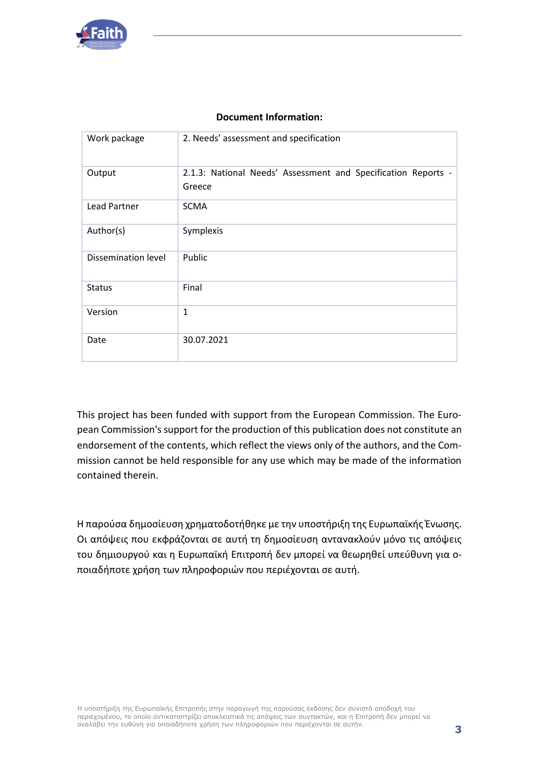**Document Information:**

| Work package | 2. Needs' assessment and specification |
|---|---|
| Output | 2.1.3: National Needs' Assessment and Specification Reports - Greece |
| Lead Partner | SCMA |
| Author(s) | Symplexis |
| Dissemination level | Public |
| Status | Final |
| Version | 1 |
| Date | 30.07.2021 |

This project has been funded with support from the European Commission. The European Commission's support for the production of this publication does not constitute an endorsement of the contents, which reflect the views only of the authors, and the Commission cannot be held responsible for any use which may be made of the information contained therein.

Η παρούσα δημοσίευση χρηματοδοτήθηκε με την υποστήριξη της Ευρωπαϊκής Ένωσης. Οι απόψεις που εκφράζονται σε αυτή τη δημοσίευση αντανακλούν μόνο τις απόψεις του δημιουργού και η Ευρωπαϊκή Επιτροπή δεν μπορεί να θεωρηθεί υπεύθυνη για οποιαδήποτε χρήση των πληροφοριών που περιέχονται σε αυτή.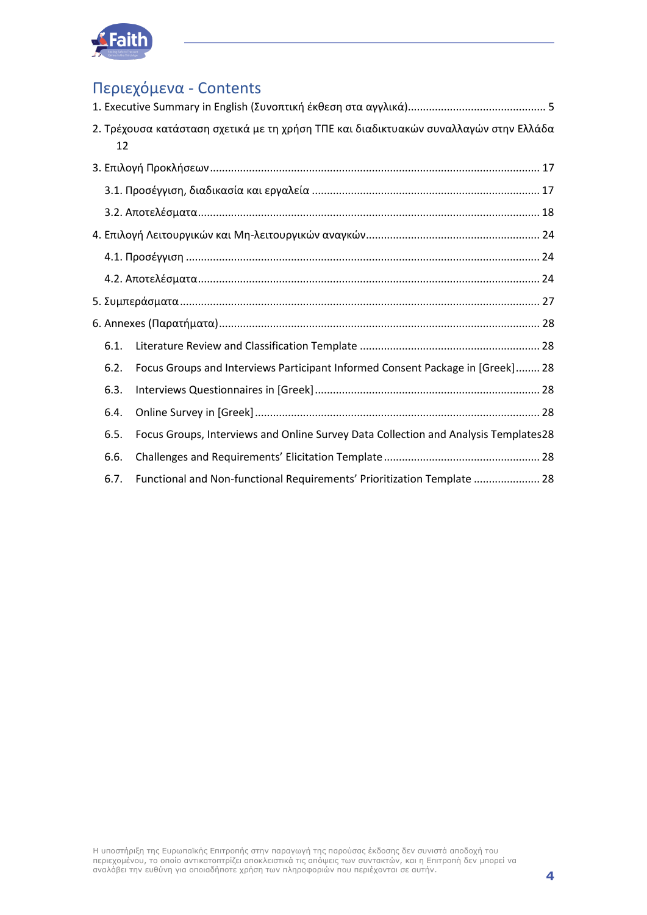# Περιεχόμενα - Contents

1. Executive Summary in English (Συνοπτική έκθεση στα αγγλικά) ............................................. 5

2. Τρέχουσα κατάσταση σχετικά με τη χρήση ΤΠΕ και διαδικτυακών συναλλαγών στην Ελλάδα 12

3. Επιλογή Προκλήσεων ............................................................................................................ 17

   3.1. Προσέγγιση, διαδικασία και εργαλεία ........................................................................... 17

   3.2. Αποτελέσματα ................................................................................................................ 18

4. Επιλογή Λειτουργικών και Μη-λειτουργικών αναγκών ......................................................... 24

   4.1. Προσέγγιση .................................................................................................................... 24

   4.2. Αποτελέσματα ................................................................................................................ 24

5. Συμπεράσματα ...................................................................................................................... 27

6. Annexes (Παρατήματα) ......................................................................................................... 28

   6.1. Literature Review and Classification Template ............................................................ 28

   6.2. Focus Groups and Interviews Participant Informed Consent Package in [Greek] ........ 28

   6.3. Interviews Questionnaires in [Greek] ........................................................................... 28

   6.4. Online Survey in [Greek] .............................................................................................. 28

   6.5. Focus Groups, Interviews and Online Survey Data Collection and Analysis Templates 28

   6.6. Challenges and Requirements' Elicitation Template .................................................... 28

   6.7. Functional and Non-functional Requirements' Prioritization Template ...................... 28

Η υποστήριξη της Ευρωπαϊκής Επιτροπής στην παραγωγή της παρούσας έκδοσης δεν συνιστά αποδοχή του περιεχομένου, το οποίο αντικατοπτρίζει αποκλειστικά τις απόψεις των συντακτών, και η Επιτροπή δεν μπορεί να αναλάβει την ευθύνη για οποιαδήποτε χρήση των πληροφοριών που περιέχονται σε αυτήν.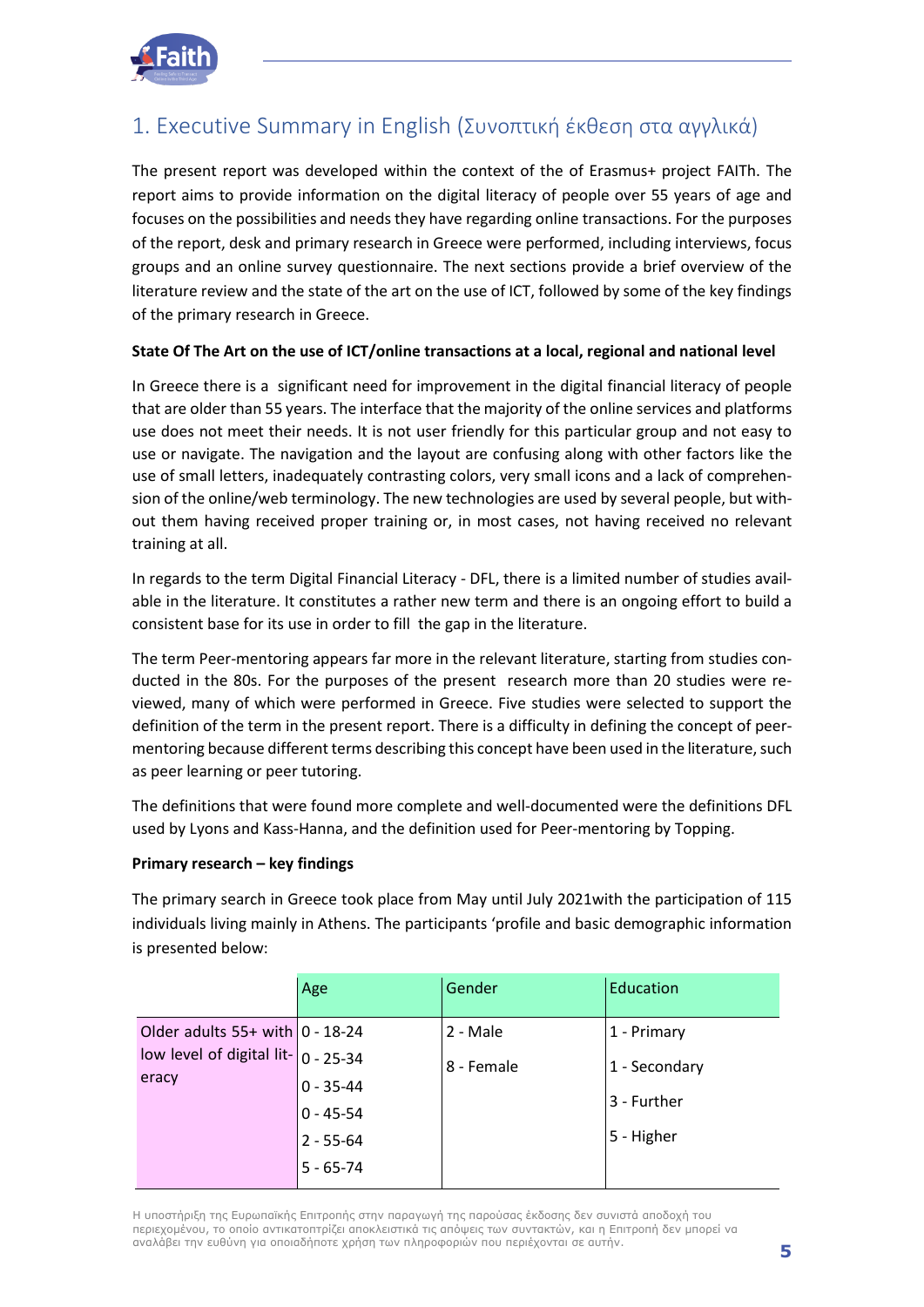# 1. Executive Summary in English (Συνοπτική έκθεση στα αγγλικά)

The present report was developed within the context of the of Erasmus+ project FAITh. The report aims to provide information on the digital literacy of people over 55 years of age and focuses on the possibilities and needs they have regarding online transactions. For the purposes of the report, desk and primary research in Greece were performed, including interviews, focus groups and an online survey questionnaire. The next sections provide a brief overview of the literature review and the state of the art on the use of ICT, followed by some of the key findings of the primary research in Greece.

**State Of The Art on the use of ICT/online transactions at a local, regional and national level**

In Greece there is a significant need for improvement in the digital financial literacy of people that are older than 55 years. The interface that the majority of the online services and platforms use does not meet their needs. It is not user friendly for this particular group and not easy to use or navigate. The navigation and the layout are confusing along with other factors like the use of small letters, inadequately contrasting colors, very small icons and a lack of comprehension of the online/web terminology. The new technologies are used by several people, but without them having received proper training or, in most cases, not having received no relevant training at all.

In regards to the term Digital Financial Literacy - DFL, there is a limited number of studies available in the literature. It constitutes a rather new term and there is an ongoing effort to build a consistent base for its use in order to fill the gap in the literature.

The term Peer-mentoring appears far more in the relevant literature, starting from studies conducted in the 80s. For the purposes of the present research more than 20 studies were reviewed, many of which were performed in Greece. Five studies were selected to support the definition of the term in the present report. There is a difficulty in defining the concept of peer-mentoring because different terms describing this concept have been used in the literature, such as peer learning or peer tutoring.

The definitions that were found more complete and well-documented were the definitions DFL used by Lyons and Kass-Hanna, and the definition used for Peer-mentoring by Topping.

**Primary research – key findings**

The primary search in Greece took place from May until July 2021with the participation of 115 individuals living mainly in Athens. The participants 'profile and basic demographic information is presented below:

| | Age | Gender | Education |
|---|---|---|---|
| Older adults 55+ with low level of digital literacy | 0 - 18-24<br>0 - 25-34<br>0 - 35-44<br>0 - 45-54<br>2 - 55-64<br>5 - 65-74 | 2 - Male<br>8 - Female | 1 - Primary<br>1 - Secondary<br>3 - Further<br>5 - Higher |

Η υποστήριξη της Ευρωπαϊκής Επιτροπής στην παραγωγή της παρούσας έκδοσης δεν συνιστά αποδοχή του περιεχομένου, το οποίο αντικατοπτρίζει αποκλειστικά τις απόψεις των συντακτών, και η Επιτροπή δεν μπορεί να αναλάβει την ευθύνη για οποιαδήποτε χρήση των πληροφοριών που περιέχονται σε αυτήν.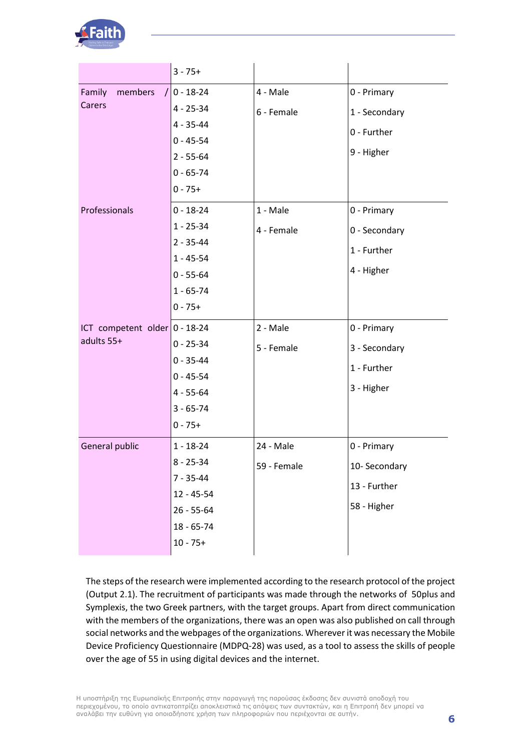| | | | |
|---|---|---|---|
| | 3 - 75+ | | |
| Family members / Carers | 0 - 18-24<br>4 - 25-34<br>4 - 35-44<br>0 - 45-54<br>2 - 55-64<br>0 - 65-74<br>0 - 75+ | 4 - Male<br>6 - Female | 0 - Primary<br>1 - Secondary<br>0 - Further<br>9 - Higher |
| Professionals | 0 - 18-24<br>1 - 25-34<br>2 - 35-44<br>1 - 45-54<br>0 - 55-64<br>1 - 65-74<br>0 - 75+ | 1 - Male<br>4 - Female | 0 - Primary<br>0 - Secondary<br>1 - Further<br>4 - Higher |
| ICT competent older adults 55+ | 0 - 18-24<br>0 - 25-34<br>0 - 35-44<br>0 - 45-54<br>4 - 55-64<br>3 - 65-74<br>0 - 75+ | 2 - Male<br>5 - Female | 0 - Primary<br>3 - Secondary<br>1 - Further<br>3 - Higher |
| General public | 1 - 18-24<br>8 - 25-34<br>7 - 35-44<br>12 - 45-54<br>26 - 55-64<br>18 - 65-74<br>10 - 75+ | 24 - Male<br>59 - Female | 0 - Primary<br>10- Secondary<br>13 - Further<br>58 - Higher |

The steps of the research were implemented according to the research protocol of the project (Output 2.1). The recruitment of participants was made through the networks of 50plus and Symplexis, the two Greek partners, with the target groups. Apart from direct communication with the members of the organizations, there was an open was also published on call through social networks and the webpages of the organizations. Wherever it was necessary the Mobile Device Proficiency Questionnaire (MDPQ-28) was used, as a tool to assess the skills of people over the age of 55 in using digital devices and the internet.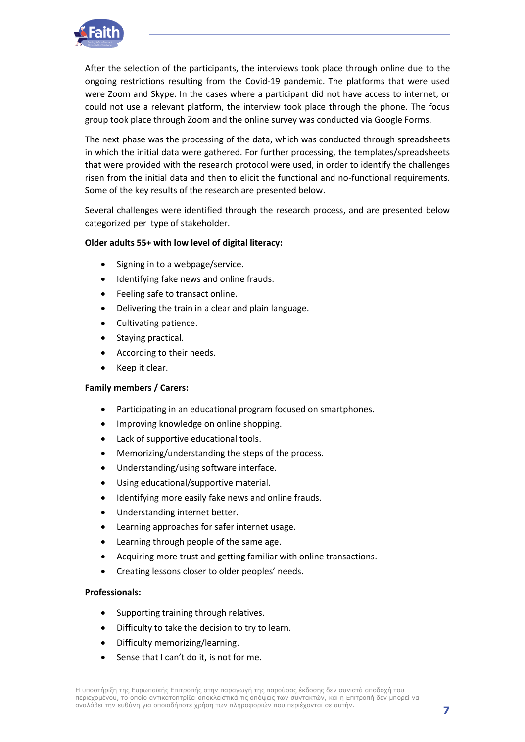After the selection of the participants, the interviews took place through online due to the ongoing restrictions resulting from the Covid-19 pandemic. The platforms that were used were Zoom and Skype. In the cases where a participant did not have access to internet, or could not use a relevant platform, the interview took place through the phone. The focus group took place through Zoom and the online survey was conducted via Google Forms.

The next phase was the processing of the data, which was conducted through spreadsheets in which the initial data were gathered. For further processing, the templates/spreadsheets that were provided with the research protocol were used, in order to identify the challenges risen from the initial data and then to elicit the functional and no-functional requirements. Some of the key results of the research are presented below.

Several challenges were identified through the research process, and are presented below categorized per type of stakeholder.

**Older adults 55+ with low level of digital literacy:**

- Signing in to a webpage/service.
- Identifying fake news and online frauds.
- Feeling safe to transact online.
- Delivering the train in a clear and plain language.
- Cultivating patience.
- Staying practical.
- According to their needs.
- Keep it clear.

**Family members / Carers:**

- Participating in an educational program focused on smartphones.
- Improving knowledge on online shopping.
- Lack of supportive educational tools.
- Memorizing/understanding the steps of the process.
- Understanding/using software interface.
- Using educational/supportive material.
- Identifying more easily fake news and online frauds.
- Understanding internet better.
- Learning approaches for safer internet usage.
- Learning through people of the same age.
- Acquiring more trust and getting familiar with online transactions.
- Creating lessons closer to older peoples' needs.

**Professionals:**

- Supporting training through relatives.
- Difficulty to take the decision to try to learn.
- Difficulty memorizing/learning.
- Sense that I can't do it, is not for me.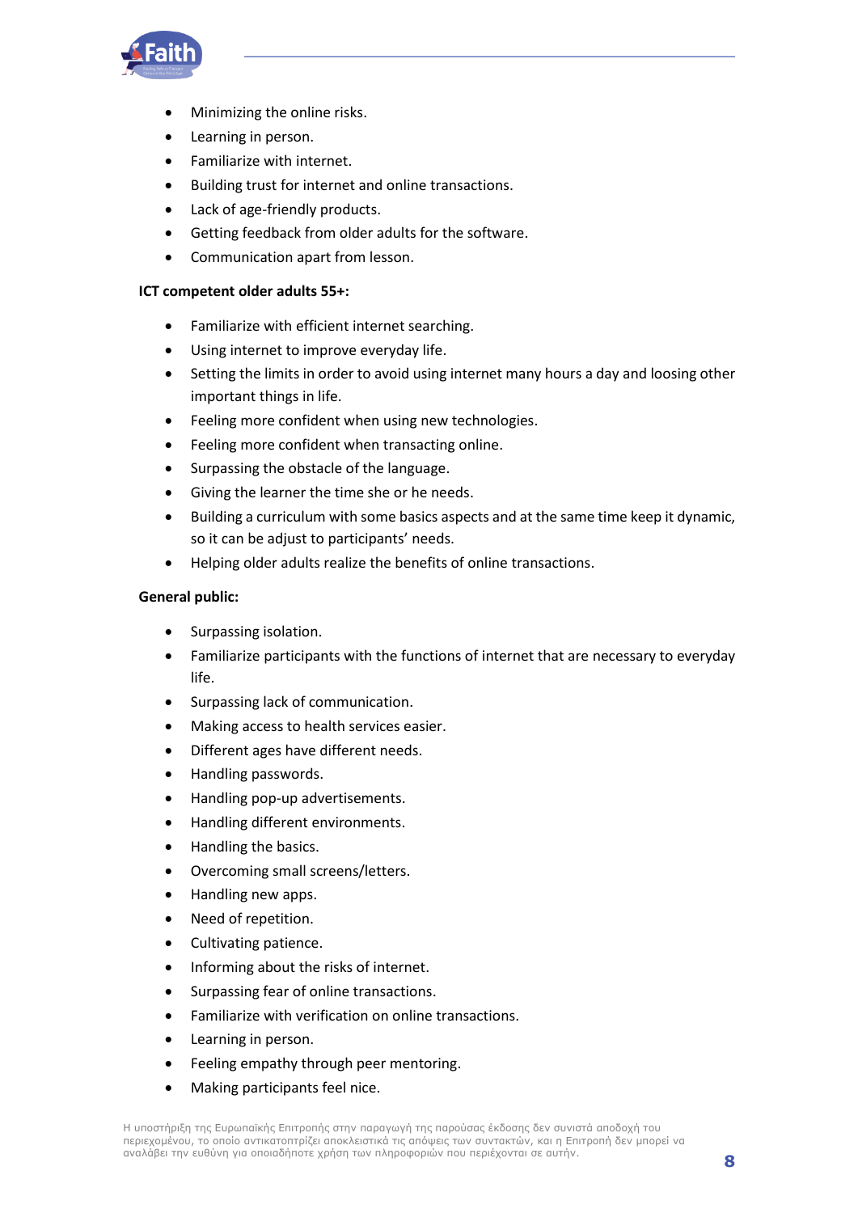- Minimizing the online risks.
- Learning in person.
- Familiarize with internet.
- Building trust for internet and online transactions.
- Lack of age-friendly products.
- Getting feedback from older adults for the software.
- Communication apart from lesson.

**ICT competent older adults 55+:**

- Familiarize with efficient internet searching.
- Using internet to improve everyday life.
- Setting the limits in order to avoid using internet many hours a day and loosing other important things in life.
- Feeling more confident when using new technologies.
- Feeling more confident when transacting online.
- Surpassing the obstacle of the language.
- Giving the learner the time she or he needs.
- Building a curriculum with some basics aspects and at the same time keep it dynamic, so it can be adjust to participants' needs.
- Helping older adults realize the benefits of online transactions.

**General public:**

- Surpassing isolation.
- Familiarize participants with the functions of internet that are necessary to everyday life.
- Surpassing lack of communication.
- Making access to health services easier.
- Different ages have different needs.
- Handling passwords.
- Handling pop-up advertisements.
- Handling different environments.
- Handling the basics.
- Overcoming small screens/letters.
- Handling new apps.
- Need of repetition.
- Cultivating patience.
- Informing about the risks of internet.
- Surpassing fear of online transactions.
- Familiarize with verification on online transactions.
- Learning in person.
- Feeling empathy through peer mentoring.
- Making participants feel nice.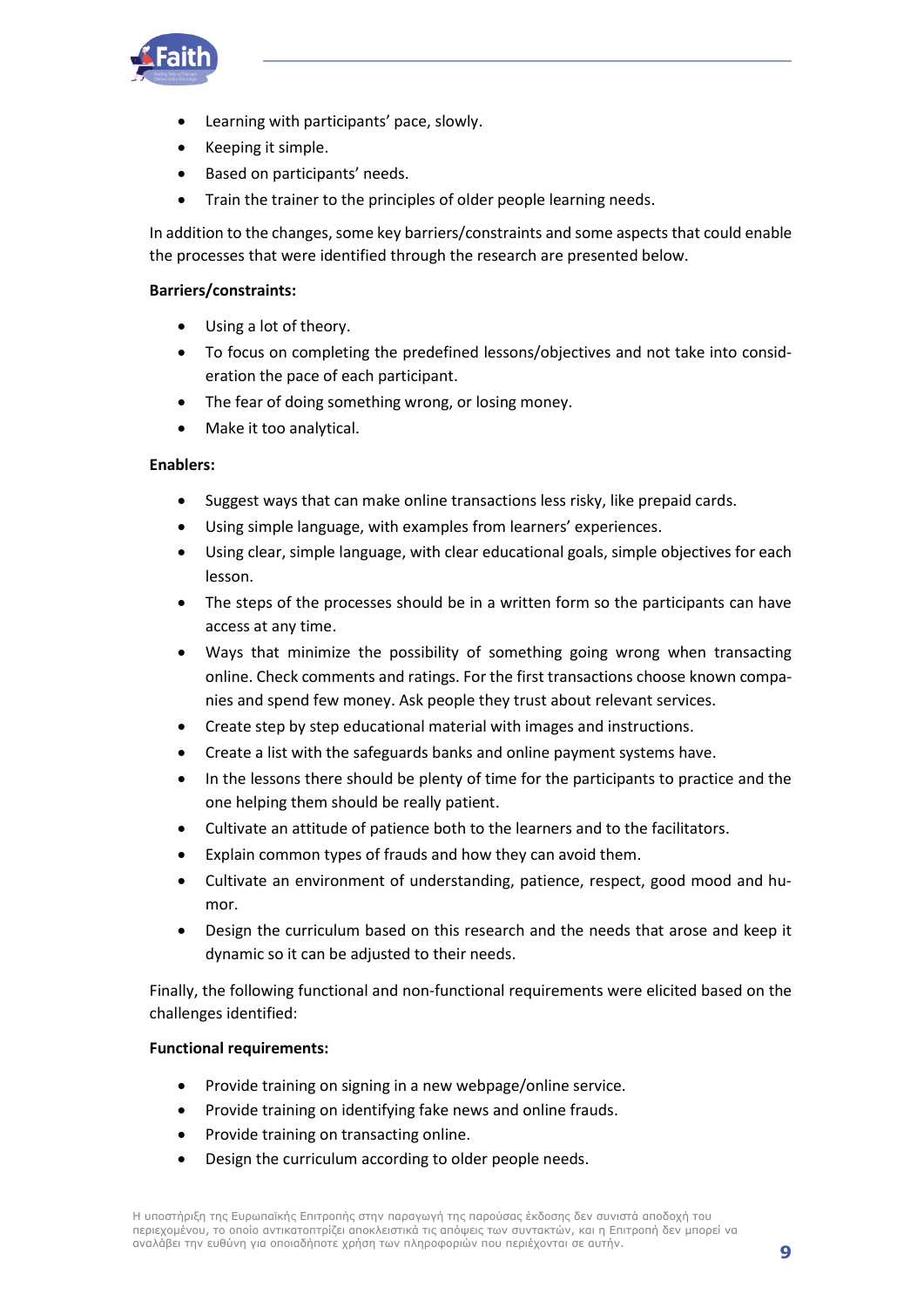- Learning with participants' pace, slowly.
- Keeping it simple.
- Based on participants' needs.
- Train the trainer to the principles of older people learning needs.

In addition to the changes, some key barriers/constraints and some aspects that could enable the processes that were identified through the research are presented below.

**Barriers/constraints:**

- Using a lot of theory.
- To focus on completing the predefined lessons/objectives and not take into consideration the pace of each participant.
- The fear of doing something wrong, or losing money.
- Make it too analytical.

**Enablers:**

- Suggest ways that can make online transactions less risky, like prepaid cards.
- Using simple language, with examples from learners' experiences.
- Using clear, simple language, with clear educational goals, simple objectives for each lesson.
- The steps of the processes should be in a written form so the participants can have access at any time.
- Ways that minimize the possibility of something going wrong when transacting online. Check comments and ratings. For the first transactions choose known companies and spend few money. Ask people they trust about relevant services.
- Create step by step educational material with images and instructions.
- Create a list with the safeguards banks and online payment systems have.
- In the lessons there should be plenty of time for the participants to practice and the one helping them should be really patient.
- Cultivate an attitude of patience both to the learners and to the facilitators.
- Explain common types of frauds and how they can avoid them.
- Cultivate an environment of understanding, patience, respect, good mood and humor.
- Design the curriculum based on this research and the needs that arose and keep it dynamic so it can be adjusted to their needs.

Finally, the following functional and non-functional requirements were elicited based on the challenges identified:

**Functional requirements:**

- Provide training on signing in a new webpage/online service.
- Provide training on identifying fake news and online frauds.
- Provide training on transacting online.
- Design the curriculum according to older people needs.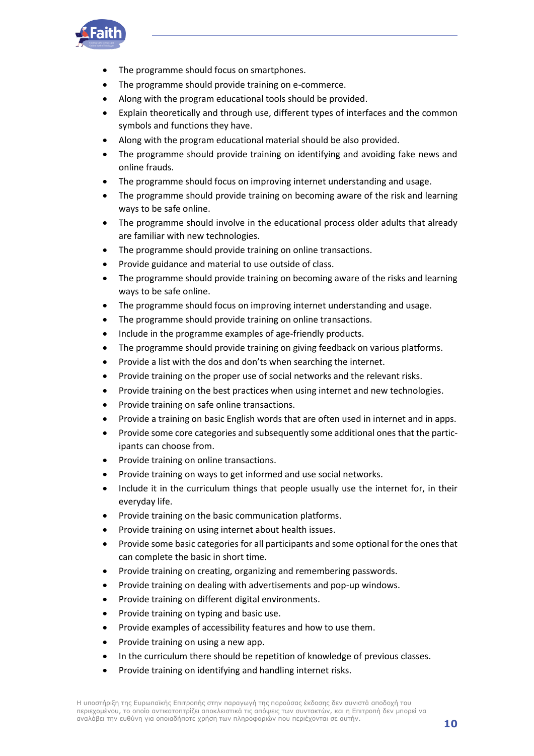- The programme should focus on smartphones.
- The programme should provide training on e-commerce.
- Along with the program educational tools should be provided.
- Explain theoretically and through use, different types of interfaces and the common symbols and functions they have.
- Along with the program educational material should be also provided.
- The programme should provide training on identifying and avoiding fake news and online frauds.
- The programme should focus on improving internet understanding and usage.
- The programme should provide training on becoming aware of the risk and learning ways to be safe online.
- The programme should involve in the educational process older adults that already are familiar with new technologies.
- The programme should provide training on online transactions.
- Provide guidance and material to use outside of class.
- The programme should provide training on becoming aware of the risks and learning ways to be safe online.
- The programme should focus on improving internet understanding and usage.
- The programme should provide training on online transactions.
- Include in the programme examples of age-friendly products.
- The programme should provide training on giving feedback on various platforms.
- Provide a list with the dos and don'ts when searching the internet.
- Provide training on the proper use of social networks and the relevant risks.
- Provide training on the best practices when using internet and new technologies.
- Provide training on safe online transactions.
- Provide a training on basic English words that are often used in internet and in apps.
- Provide some core categories and subsequently some additional ones that the participants can choose from.
- Provide training on online transactions.
- Provide training on ways to get informed and use social networks.
- Include it in the curriculum things that people usually use the internet for, in their everyday life.
- Provide training on the basic communication platforms.
- Provide training on using internet about health issues.
- Provide some basic categories for all participants and some optional for the ones that can complete the basic in short time.
- Provide training on creating, organizing and remembering passwords.
- Provide training on dealing with advertisements and pop-up windows.
- Provide training on different digital environments.
- Provide training on typing and basic use.
- Provide examples of accessibility features and how to use them.
- Provide training on using a new app.
- In the curriculum there should be repetition of knowledge of previous classes.
- Provide training on identifying and handling internet risks.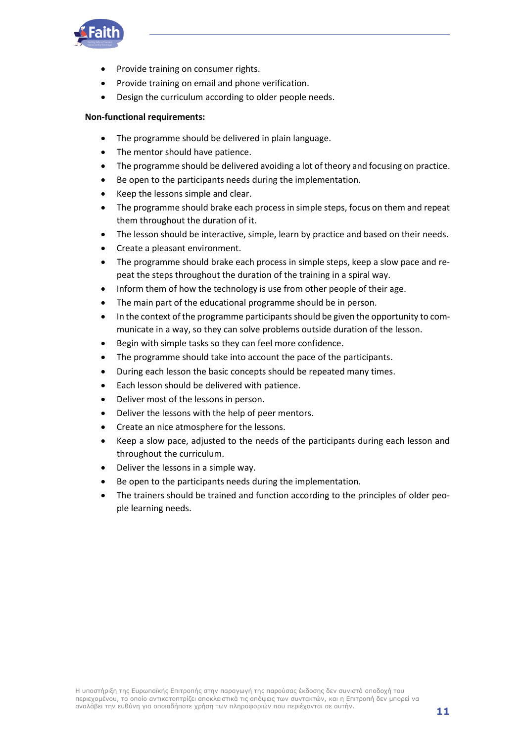- Provide training on consumer rights.
- Provide training on email and phone verification.
- Design the curriculum according to older people needs.

**Non-functional requirements:**

- The programme should be delivered in plain language.
- The mentor should have patience.
- The programme should be delivered avoiding a lot of theory and focusing on practice.
- Be open to the participants needs during the implementation.
- Keep the lessons simple and clear.
- The programme should brake each process in simple steps, focus on them and repeat them throughout the duration of it.
- The lesson should be interactive, simple, learn by practice and based on their needs.
- Create a pleasant environment.
- The programme should brake each process in simple steps, keep a slow pace and repeat the steps throughout the duration of the training in a spiral way.
- Inform them of how the technology is use from other people of their age.
- The main part of the educational programme should be in person.
- In the context of the programme participants should be given the opportunity to communicate in a way, so they can solve problems outside duration of the lesson.
- Begin with simple tasks so they can feel more confidence.
- The programme should take into account the pace of the participants.
- During each lesson the basic concepts should be repeated many times.
- Each lesson should be delivered with patience.
- Deliver most of the lessons in person.
- Deliver the lessons with the help of peer mentors.
- Create an nice atmosphere for the lessons.
- Keep a slow pace, adjusted to the needs of the participants during each lesson and throughout the curriculum.
- Deliver the lessons in a simple way.
- Be open to the participants needs during the implementation.
- The trainers should be trained and function according to the principles of older people learning needs.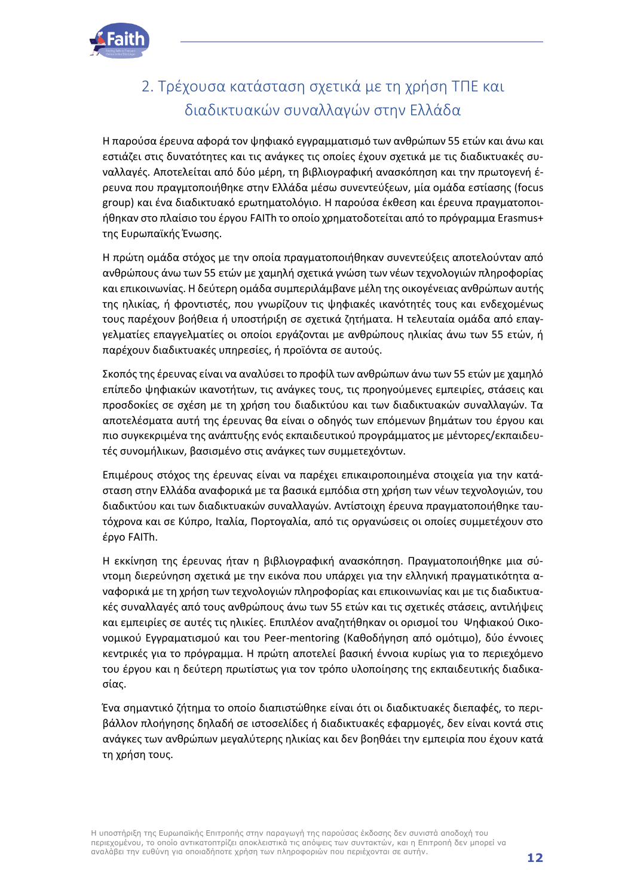## 2. Τρέχουσα κατάσταση σχετικά με τη χρήση ΤΠΕ και διαδικτυακών συναλλαγών στην Ελλάδα

Η παρούσα έρευνα αφορά τον ψηφιακό εγγραμματισμό των ανθρώπων 55 ετών και άνω και εστιάζει στις δυνατότητες και τις ανάγκες τις οποίες έχουν σχετικά με τις διαδικτυακές συναλλαγές. Αποτελείται από δύο μέρη, τη βιβλιογραφική ανασκόπηση και την πρωτογενή έρευνα που πραγματοποιήθηκε στην Ελλάδα μέσω συνεντεύξεων, μία ομάδα εστίασης (focus group) και ένα διαδικτυακό ερωτηματολόγιο. Η παρούσα έκθεση και έρευνα πραγματοποιήθηκαν στο πλαίσιο του έργου FAITh το οποίο χρηματοδοτείται από το πρόγραμμα Erasmus+ της Ευρωπαϊκής Ένωσης.

Η πρώτη ομάδα στόχος με την οποία πραγματοποιήθηκαν συνεντεύξεις αποτελούνταν από ανθρώπους άνω των 55 ετών με χαμηλή σχετικά γνώση των νέων τεχνολογιών πληροφορίας και επικοινωνίας. Η δεύτερη ομάδα συμπεριλάμβανε μέλη της οικογένειας ανθρώπων αυτής της ηλικίας, ή φροντιστές, που γνωρίζουν τις ψηφιακές ικανότητές τους και ενδεχομένως τους παρέχουν βοήθεια ή υποστήριξη σε σχετικά ζητήματα. Η τελευταία ομάδα από επαγγελματίες επαγγελματίες οι οποίοι εργάζονται με ανθρώπους ηλικίας άνω των 55 ετών, ή παρέχουν διαδικτυακές υπηρεσίες, ή προϊόντα σε αυτούς.

Σκοπός της έρευνας είναι να αναλύσει το προφίλ των ανθρώπων άνω των 55 ετών με χαμηλό επίπεδο ψηφιακών ικανοτήτων, τις ανάγκες τους, τις προηγούμενες εμπειρίες, στάσεις και προσδοκίες σε σχέση με τη χρήση του διαδικτύου και των διαδικτυακών συναλλαγών. Τα αποτελέσματα αυτή της έρευνας θα είναι ο οδηγός των επόμενων βημάτων του έργου και πιο συγκεκριμένα της ανάπτυξης ενός εκπαιδευτικού προγράμματος με μέντορες/εκπαιδευτές συνομήλικων, βασισμένο στις ανάγκες των συμμετεχόντων.

Επιμέρους στόχος της έρευνας είναι να παρέχει επικαιροποιημένα στοιχεία για την κατάσταση στην Ελλάδα αναφορικά με τα βασικά εμπόδια στη χρήση των νέων τεχνολογιών, του διαδικτύου και των διαδικτυακών συναλλαγών. Αντίστοιχη έρευνα πραγματοποιήθηκε ταυτόχρονα και σε Κύπρο, Ιταλία, Πορτογαλία, από τις οργανώσεις οι οποίες συμμετέχουν στο έργο FAITh.

Η εκκίνηση της έρευνας ήταν η βιβλιογραφική ανασκόπηση. Πραγματοποιήθηκε μια σύντομη διερεύνηση σχετικά με την εικόνα που υπάρχει για την ελληνική πραγματικότητα αναφορικά με τη χρήση των τεχνολογιών πληροφορίας και επικοινωνίας και με τις διαδικτυακές συναλλαγές από τους ανθρώπους άνω των 55 ετών και τις σχετικές στάσεις, αντιλήψεις και εμπειρίες σε αυτές τις ηλικίες. Επιπλέον αναζητήθηκαν οι ορισμοί του Ψηφιακού Οικονομικού Εγγραματισμού και του Peer-mentoring (Καθοδήγηση από ομότιμο), δύο έννοιες κεντρικές για το πρόγραμμα. Η πρώτη αποτελεί βασική έννοια κυρίως για το περιεχόμενο του έργου και η δεύτερη πρωτίστως για τον τρόπο υλοποίησης της εκπαιδευτικής διαδικασίας.

Ένα σημαντικό ζήτημα το οποίο διαπιστώθηκε είναι ότι οι διαδικτυακές διεπαφές, το περιβάλλον πλοήγησης δηλαδή σε ιστοσελίδες ή διαδικτυακές εφαρμογές, δεν είναι κοντά στις ανάγκες των ανθρώπων μεγαλύτερης ηλικίας και δεν βοηθάει την εμπειρία που έχουν κατά τη χρήση τους.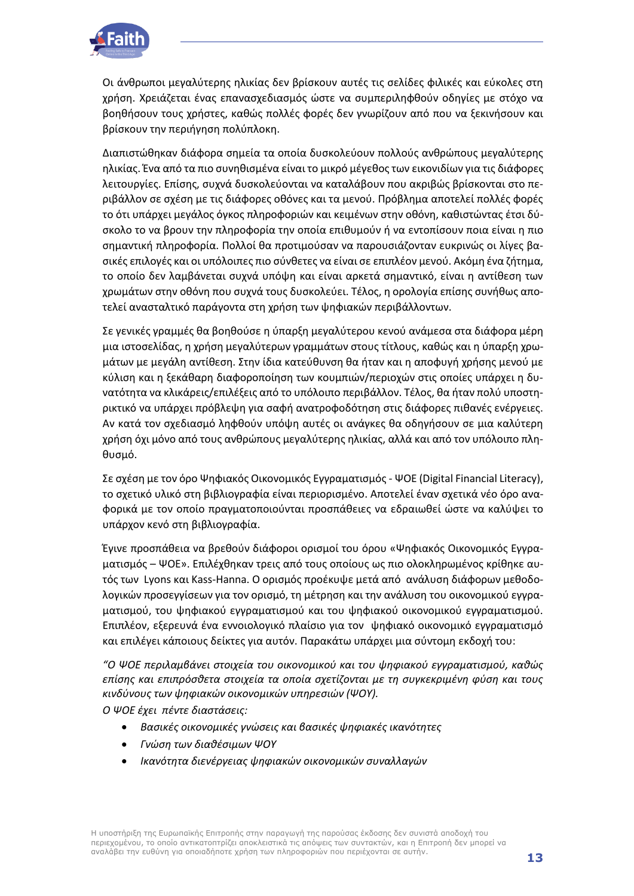Οι άνθρωποι μεγαλύτερης ηλικίας δεν βρίσκουν αυτές τις σελίδες φιλικές και εύκολες στη χρήση. Χρειάζεται ένας επανασχεδιασμός ώστε να συμπεριληφθούν οδηγίες με στόχο να βοηθήσουν τους χρήστες, καθώς πολλές φορές δεν γνωρίζουν από που να ξεκινήσουν και βρίσκουν την περιήγηση πολύπλοκη.

Διαπιστώθηκαν διάφορα σημεία τα οποία δυσκολεύουν πολλούς ανθρώπους μεγαλύτερης ηλικίας. Ένα από τα πιο συνηθισμένα είναι το μικρό μέγεθος των εικονιδίων για τις διάφορες λειτουργίες. Επίσης, συχνά δυσκολεύονται να καταλάβουν που ακριβώς βρίσκονται στο περιβάλλον σε σχέση με τις διάφορες οθόνες και τα μενού. Πρόβλημα αποτελεί πολλές φορές το ότι υπάρχει μεγάλος όγκος πληροφοριών και κειμένων στην οθόνη, καθιστώντας έτσι δύσκολο το να βρουν την πληροφορία την οποία επιθυμούν ή να εντοπίσουν ποια είναι η πιο σημαντική πληροφορία. Πολλοί θα προτιμούσαν να παρουσιάζονταν ευκρινώς οι λίγες βασικές επιλογές και οι υπόλοιπες πιο σύνθετες να είναι σε επιπλέον μενού. Ακόμη ένα ζήτημα, το οποίο δεν λαμβάνεται συχνά υπόψη και είναι αρκετά σημαντικό, είναι η αντίθεση των χρωμάτων στην οθόνη που συχνά τους δυσκολεύει. Τέλος, η ορολογία επίσης συνήθως αποτελεί ανασταλτικό παράγοντα στη χρήση των ψηφιακών περιβάλλοντων.

Σε γενικές γραμμές θα βοηθούσε η ύπαρξη μεγαλύτερου κενού ανάμεσα στα διάφορα μέρη μια ιστοσελίδας, η χρήση μεγαλύτερων γραμμάτων στους τίτλους, καθώς και η ύπαρξη χρωμάτων με μεγάλη αντίθεση. Στην ίδια κατεύθυνση θα ήταν και η αποφυγή χρήσης μενού με κύλιση και η ξεκάθαρη διαφοροποίηση των κουμπιών/περιοχών στις οποίες υπάρχει η δυνατότητα να κλικάρεις/επιλέξεις από το υπόλοιπο περιβάλλον. Τέλος, θα ήταν πολύ υποστηρικτικό να υπάρχει πρόβλεψη για σαφή ανατροφοδότηση στις διάφορες πιθανές ενέργειες. Αν κατά τον σχεδιασμό ληφθούν υπόψη αυτές οι ανάγκες θα οδηγήσουν σε μια καλύτερη χρήση όχι μόνο από τους ανθρώπους μεγαλύτερης ηλικίας, αλλά και από τον υπόλοιπο πληθυσμό.

Σε σχέση με τον όρο Ψηφιακός Οικονομικός Εγγραματισμός - ΨΟΕ (Digital Financial Literacy), το σχετικό υλικό στη βιβλιογραφία είναι περιορισμένο. Αποτελεί έναν σχετικά νέο όρο αναφορικά με τον οποίο πραγματοποιούνται προσπάθειες να εδραιωθεί ώστε να καλύψει το υπάρχον κενό στη βιβλιογραφία.

Έγινε προσπάθεια να βρεθούν διάφοροι ορισμοί του όρου «Ψηφιακός Οικονομικός Εγγραματισμός – ΨΟΕ». Επιλέχθηκαν τρεις από τους οποίους ως πιο ολοκληρωμένος κρίθηκε αυτός των Lyons και Kass-Hanna. Ο ορισμός προέκυψε μετά από ανάλυση διάφορων μεθοδολογικών προσεγγίσεων για τον ορισμό, τη μέτρηση και την ανάλυση του οικονομικού εγγραματισμού, του ψηφιακού εγγραματισμού και του ψηφιακού οικονομικού εγγραματισμού. Επιπλέον, εξερευνά ένα εννοιολογικό πλαίσιο για τον ψηφιακό οικονομικό εγγραματισμό και επιλέγει κάποιους δείκτες για αυτόν. Παρακάτω υπάρχει μια σύντομη εκδοχή του:

*"Ο ΨΟΕ περιλαμβάνει στοιχεία του οικονομικού και του ψηφιακού εγγραματισμού, καθώς επίσης και επιπρόσθετα στοιχεία τα οποία σχετίζονται με τη συγκεκριμένη φύση και τους κινδύνους των ψηφιακών οικονομικών υπηρεσιών (ΨΟΥ).*

*Ο ΨΟΕ έχει πέντε διαστάσεις:*

- *Βασικές οικονομικές γνώσεις και βασικές ψηφιακές ικανότητες*
- *Γνώση των διαθέσιμων ΨΟΥ*
- *Ικανότητα διενέργειας ψηφιακών οικονομικών συναλλαγών*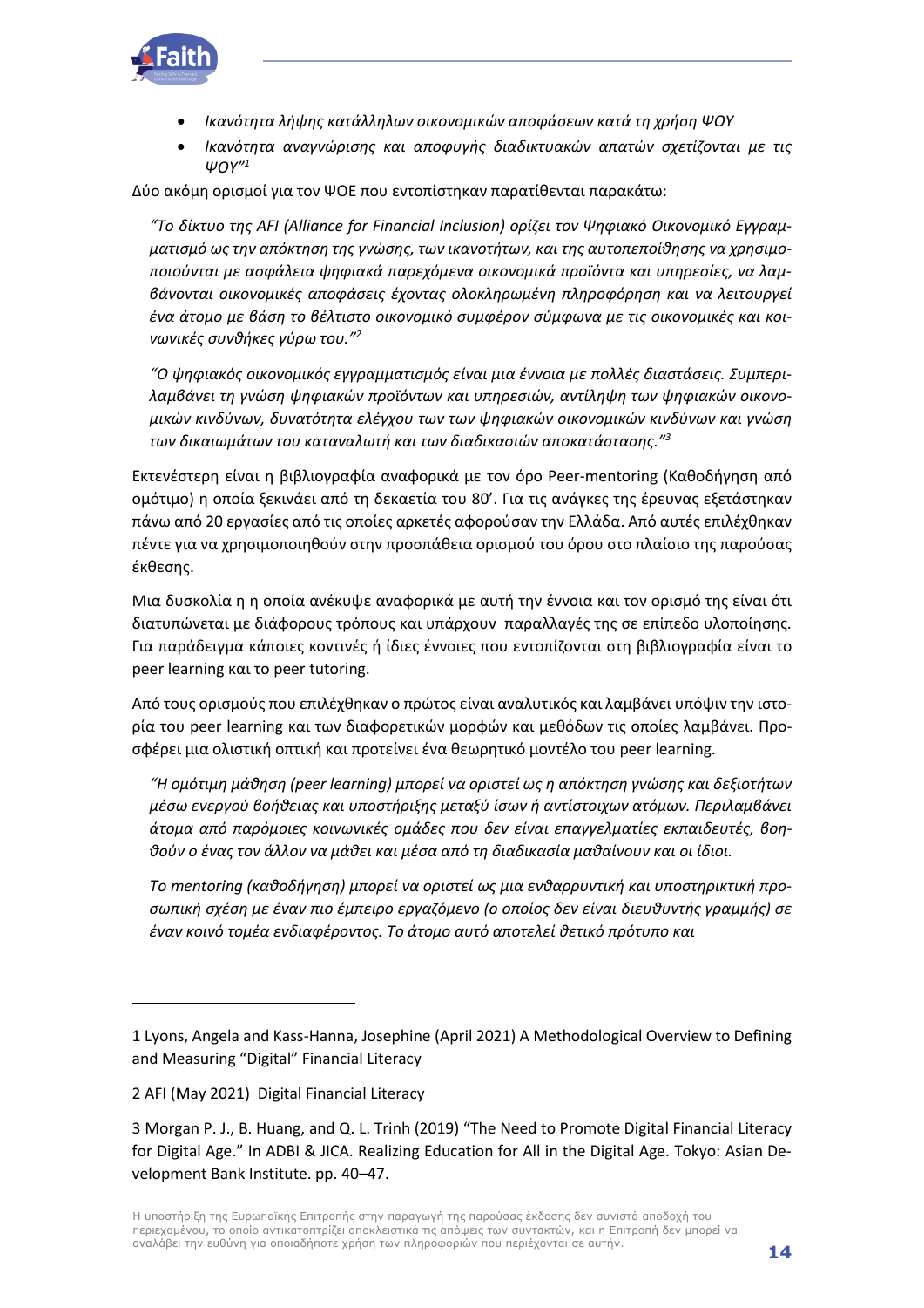- *Ικανότητα λήψης κατάλληλων οικονομικών αποφάσεων κατά τη χρήση ΨΟΥ*
- *Ικανότητα αναγνώρισης και αποφυγής διαδικτυακών απατών σχετίζονται με τις ΨΟΥ"*[1]

Δύο ακόμη ορισμοί για τον ΨΟΕ που εντοπίστηκαν παρατίθενται παρακάτω:

> *"Το δίκτυο της AFI (Alliance for Financial Inclusion) ορίζει τον Ψηφιακό Οικονομικό Εγγραμματισμό ως την απόκτηση της γνώσης, των ικανοτήτων, και της αυτοπεποίθησης να χρησιμοποιούνται με ασφάλεια ψηφιακά παρεχόμενα οικονομικά προϊόντα και υπηρεσίες, να λαμβάνονται οικονομικές αποφάσεις έχοντας ολοκληρωμένη πληροφόρηση και να λειτουργεί ένα άτομο με βάση το βέλτιστο οικονομικό συμφέρον σύμφωνα με τις οικονομικές και κοινωνικές συνθήκες γύρω του."*[2]

> *"Ο ψηφιακός οικονομικός εγγραμματισμός είναι μια έννοια με πολλές διαστάσεις. Συμπεριλαμβάνει τη γνώση ψηφιακών προϊόντων και υπηρεσιών, αντίληψη των ψηφιακών οικονομικών κινδύνων, δυνατότητα ελέγχου του των ψηφιακών οικονομικών κινδύνων και γνώση των δικαιωμάτων του καταναλωτή και των διαδικασιών αποκατάστασης."*[3]

Εκτενέστερη είναι η βιβλιογραφία αναφορικά με τον όρο Peer-mentoring (Καθοδήγηση από ομότιμο) η οποία ξεκινάει από τη δεκαετία του 80'. Για τις ανάγκες της έρευνας εξετάστηκαν πάνω από 20 εργασίες από τις οποίες αρκετές αφορούσαν την Ελλάδα. Από αυτές επιλέχθηκαν πέντε για να χρησιμοποιηθούν στην προσπάθεια ορισμού του όρου στο πλαίσιο της παρούσας έκθεσης.

Μια δυσκολία η η οποία ανέκυψε αναφορικά με αυτή την έννοια και τον ορισμό της είναι ότι διατυπώνεται με διάφορους τρόπους και υπάρχουν παραλλαγές της σε επίπεδο υλοποίησης. Για παράδειγμα κάποιες κοντινές ή ίδιες έννοιες που εντοπίζονται στη βιβλιογραφία είναι το peer learning και το peer tutoring.

Από τους ορισμούς που επιλέχθηκαν ο πρώτος είναι αναλυτικός και λαμβάνει υπόψιν την ιστορία του peer learning και των διαφορετικών μορφών και μεθόδων τις οποίες λαμβάνει. Προσφέρει μια ολιστική οπτική και προτείνει ένα θεωρητικό μοντέλο του peer learning.

> *"Η ομότιμη μάθηση (peer learning) μπορεί να οριστεί ως η απόκτηση γνώσης και δεξιοτήτων μέσω ενεργού βοήθειας και υποστήριξης μεταξύ ίσων ή αντίστοιχων ατόμων. Περιλαμβάνει άτομα από παρόμοιες κοινωνικές ομάδες που δεν είναι επαγγελματίες εκπαιδευτές, βοηθούν ο ένας τον άλλον να μάθει και μέσα από τη διαδικασία μαθαίνουν και οι ίδιοι.*
>
> *Το mentoring (καθοδήγηση) μπορεί να οριστεί ως μια ενθαρρυντική και υποστηρικτική προσωπική σχέση με έναν πιο έμπειρο εργαζόμενο (ο οποίος δεν είναι διευθυντής γραμμής) σε έναν κοινό τομέα ενδιαφέροντος. Το άτομο αυτό αποτελεί θετικό πρότυπο και*

---

1 Lyons, Angela and Kass-Hanna, Josephine (April 2021) A Methodological Overview to Defining and Measuring "Digital" Financial Literacy

2 AFI (May 2021) Digital Financial Literacy

3 Morgan P. J., B. Huang, and Q. L. Trinh (2019) "The Need to Promote Digital Financial Literacy for Digital Age." In ADBI & JICA. Realizing Education for All in the Digital Age. Tokyo: Asian Development Bank Institute. pp. 40–47.

Η υποστήριξη της Ευρωπαϊκής Επιτροπής στην παραγωγή της παρούσας έκδοσης δεν συνιστά αποδοχή του περιεχομένου, το οποίο αντικατοπτρίζει αποκλειστικά τις απόψεις των συντακτών, και η Επιτροπή δεν μπορεί να αναλάβει την ευθύνη για οποιαδήποτε χρήση των πληροφοριών που περιέχονται σε αυτήν.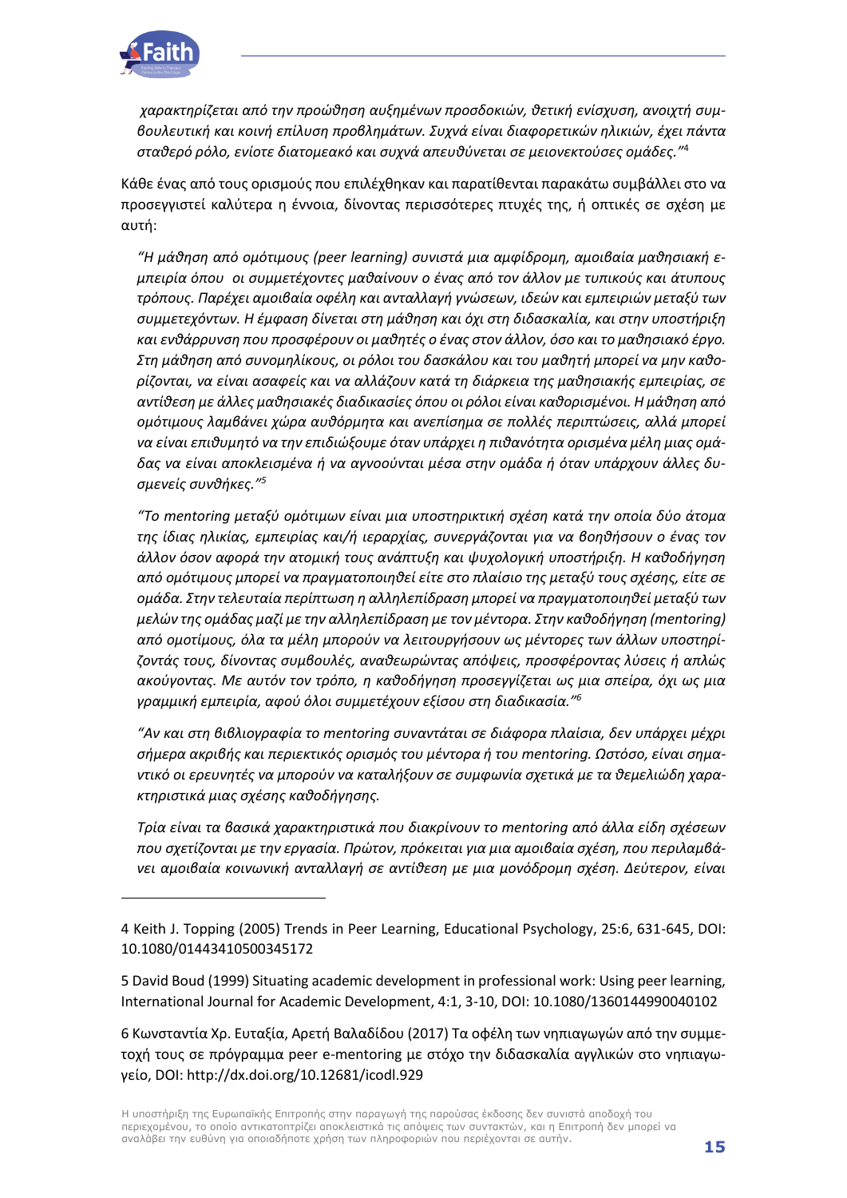*χαρακτηρίζεται από την προώθηση αυξημένων προσδοκιών, θετική ενίσχυση, ανοιχτή συμβουλευτική και κοινή επίλυση προβλημάτων. Συχνά είναι διαφορετικών ηλικιών, έχει πάντα σταθερό ρόλο, ενίοτε διατομεακό και συχνά απευθύνεται σε μειονεκτούσες ομάδες."*[4]

Κάθε ένας από τους ορισμούς που επιλέχθηκαν και παρατίθενται παρακάτω συμβάλλει στο να προσεγγιστεί καλύτερα η έννοια, δίνοντας περισσότερες πτυχές της, ή οπτικές σε σχέση με αυτή:

*"Η μάθηση από ομότιμους (peer learning) συνιστά μια αμφίδρομη, αμοιβαία μαθησιακή εμπειρία όπου οι συμμετέχοντες μαθαίνουν ο ένας από τον άλλον με τυπικούς και άτυπους τρόπους. Παρέχει αμοιβαία οφέλη και ανταλλαγή γνώσεων, ιδεών και εμπειριών μεταξύ των συμμετεχόντων. Η έμφαση δίνεται στη μάθηση και όχι στη διδασκαλία, και στην υποστήριξη και ενθάρρυνση που προσφέρουν οι μαθητές ο ένας στον άλλον, όσο και το μαθησιακό έργο. Στη μάθηση από συνομηλίκους, οι ρόλοι του δασκάλου και του μαθητή μπορεί να μην καθορίζονται, να είναι ασαφείς και να αλλάζουν κατά τη διάρκεια της μαθησιακής εμπειρίας, σε αντίθεση με άλλες μαθησιακές διαδικασίες όπου οι ρόλοι είναι καθορισμένοι. Η μάθηση από ομότιμους λαμβάνει χώρα αυθόρμητα και ανεπίσημα σε πολλές περιπτώσεις, αλλά μπορεί να είναι επιθυμητό να την επιδιώξουμε όταν υπάρχει η πιθανότητα ορισμένα μέλη μιας ομάδας να είναι αποκλεισμένα ή να αγνοούνται μέσα στην ομάδα ή όταν υπάρχουν άλλες δυσμενείς συνθήκες."*[5]

*"Το mentoring μεταξύ ομότιμων είναι μια υποστηρικτική σχέση κατά την οποία δύο άτομα της ίδιας ηλικίας, εμπειρίας και/ή ιεραρχίας, συνεργάζονται για να βοηθήσουν ο ένας τον άλλον όσον αφορά την ατομική τους ανάπτυξη και ψυχολογική υποστήριξη. Η καθοδήγηση από ομότιμους μπορεί να πραγματοποιηθεί είτε στο πλαίσιο της μεταξύ τους σχέσης, είτε σε ομάδα. Στην τελευταία περίπτωση η αλληλεπίδραση μπορεί να πραγματοποιηθεί μεταξύ των μελών της ομάδας μαζί με την αλληλεπίδραση με τον μέντορα. Στην καθοδήγηση (mentoring) από ομοτίμους, όλα τα μέλη μπορούν να λειτουργήσουν ως μέντορες των άλλων υποστηρίζοντάς τους, δίνοντας συμβουλές, αναθεωρώντας απόψεις, προσφέροντας λύσεις ή απλώς ακούγοντας. Με αυτόν τον τρόπο, η καθοδήγηση προσεγγίζεται ως μια σπείρα, όχι ως μια γραμμική εμπειρία, αφού όλοι συμμετέχουν εξίσου στη διαδικασία."*[6]

*"Αν και στη βιβλιογραφία το mentoring συναντάται σε διάφορα πλαίσια, δεν υπάρχει μέχρι σήμερα ακριβής και περιεκτικός ορισμός του μέντορα ή του mentoring. Ωστόσο, είναι σημαντικό οι ερευνητές να μπορούν να καταλήξουν σε συμφωνία σχετικά με τα θεμελιώδη χαρακτηριστικά μιας σχέσης καθοδήγησης.*

*Τρία είναι τα βασικά χαρακτηριστικά που διακρίνουν το mentoring από άλλα είδη σχέσεων που σχετίζονται με την εργασία. Πρώτον, πρόκειται για μια αμοιβαία σχέση, που περιλαμβάνει αμοιβαία κοινωνική ανταλλαγή σε αντίθεση με μια μονόδρομη σχέση. Δεύτερον, είναι*

---

4 Keith J. Topping (2005) Trends in Peer Learning, Educational Psychology, 25:6, 631-645, DOI: 10.1080/01443410500345172

5 David Boud (1999) Situating academic development in professional work: Using peer learning, International Journal for Academic Development, 4:1, 3-10, DOI: 10.1080/1360144990040102

6 Κωνσταντία Χρ. Ευταξία, Αρετή Βαλαδίδου (2017) Τα οφέλη των νηπιαγωγών από την συμμετοχή τους σε πρόγραμμα peer e-mentoring με στόχο την διδασκαλία αγγλικών στο νηπιαγωγείο, DOI: http://dx.doi.org/10.12681/icodl.929

Η υποστήριξη της Ευρωπαϊκής Επιτροπής στην παραγωγή της παρούσας έκδοσης δεν συνιστά αποδοχή του περιεχομένου, το οποίο αντικατοπτρίζει αποκλειστικά τις απόψεις των συντακτών, και η Επιτροπή δεν μπορεί να αναλάβει την ευθύνη για οποιαδήποτε χρήση των πληροφοριών που περιέχονται σε αυτήν.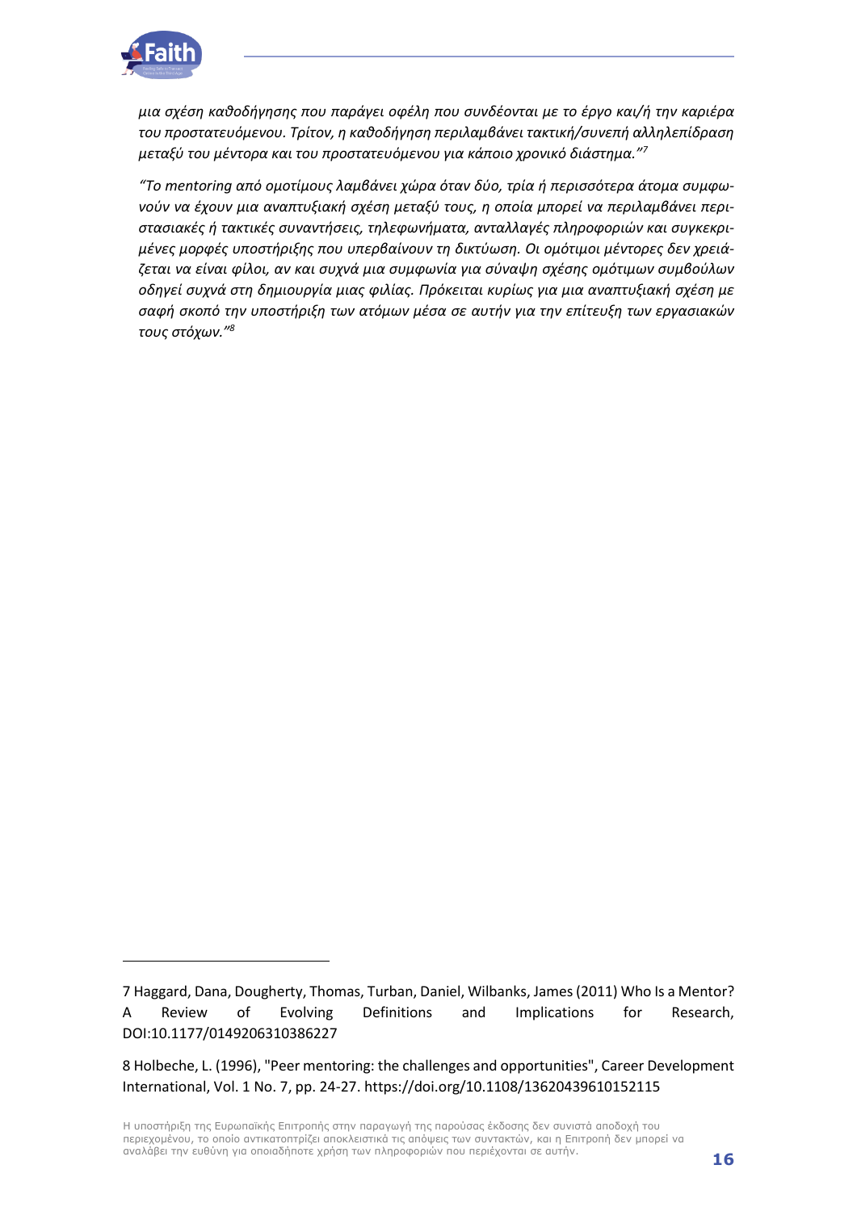*μια σχέση καθοδήγησης που παράγει οφέλη που συνδέονται με το έργο και/ή την καριέρα του προστατευόμενου. Τρίτον, η καθοδήγηση περιλαμβάνει τακτική/συνεπή αλληλεπίδραση μεταξύ του μέντορα και του προστατευόμενου για κάποιο χρονικό διάστημα."*[7]

*"Το mentoring από ομοτίμους λαμβάνει χώρα όταν δύο, τρία ή περισσότερα άτομα συμφωνούν να έχουν μια αναπτυξιακή σχέση μεταξύ τους, η οποία μπορεί να περιλαμβάνει περιστασιακές ή τακτικές συναντήσεις, τηλεφωνήματα, ανταλλαγές πληροφοριών και συγκεκριμένες μορφές υποστήριξης που υπερβαίνουν τη δικτύωση. Οι ομότιμοι μέντορες δεν χρειάζεται να είναι φίλοι, αν και συχνά μια συμφωνία για σύναψη σχέσης ομότιμων συμβούλων οδηγεί συχνά στη δημιουργία μιας φιλίας. Πρόκειται κυρίως για μια αναπτυξιακή σχέση με σαφή σκοπό την υποστήριξη των ατόμων μέσα σε αυτήν για την επίτευξη των εργασιακών τους στόχων."*[8]

---

7 Haggard, Dana, Dougherty, Thomas, Turban, Daniel, Wilbanks, James (2011) Who Is a Mentor? A Review of Evolving Definitions and Implications for Research, DOI:10.1177/0149206310386227

8 Holbeche, L. (1996), "Peer mentoring: the challenges and opportunities", Career Development International, Vol. 1 No. 7, pp. 24-27. https://doi.org/10.1108/13620439610152115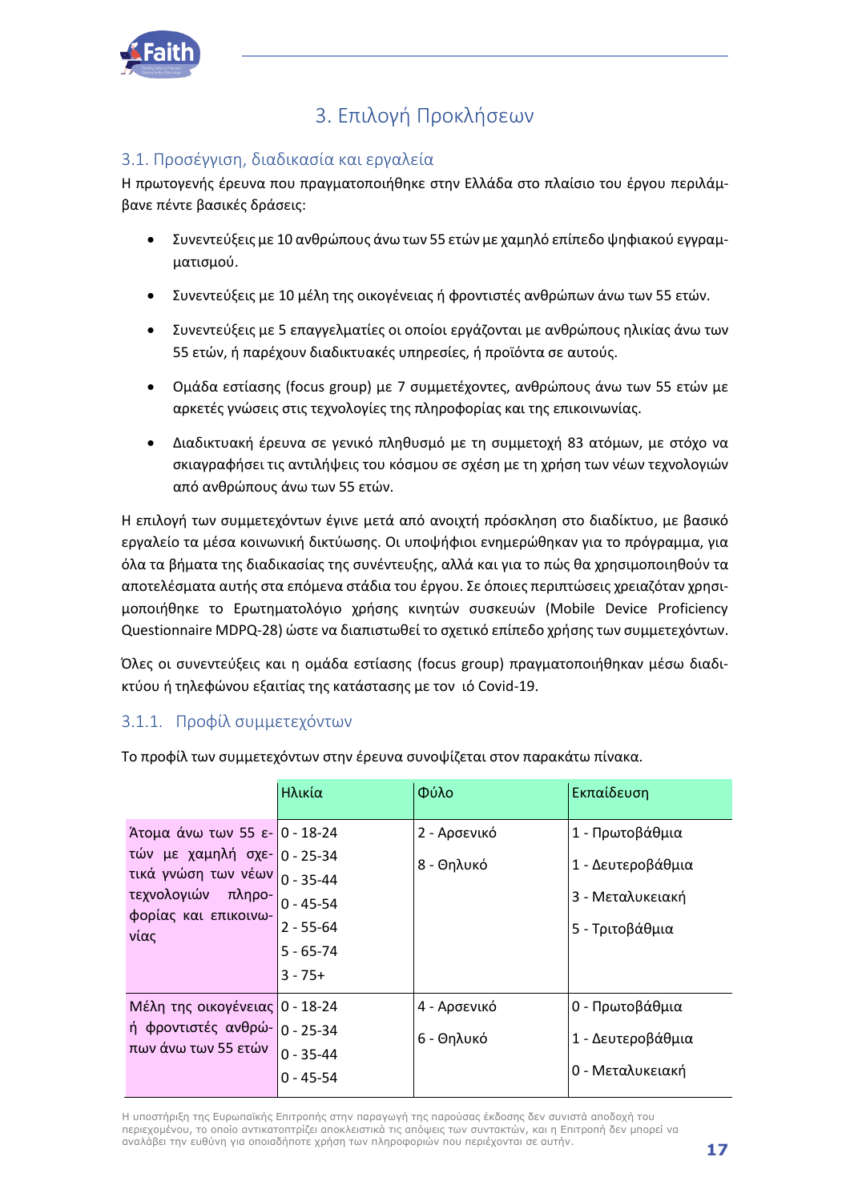# 3. Επιλογή Προκλήσεων

## 3.1. Προσέγγιση, διαδικασία και εργαλεία

Η πρωτογενής έρευνα που πραγματοποιήθηκε στην Ελλάδα στο πλαίσιο του έργου περιλάμβανε πέντε βασικές δράσεις:

- Συνεντεύξεις με 10 ανθρώπους άνω των 55 ετών με χαμηλό επίπεδο ψηφιακού εγγραμματισμού.
- Συνεντεύξεις με 10 μέλη της οικογένειας ή φροντιστές ανθρώπων άνω των 55 ετών.
- Συνεντεύξεις με 5 επαγγελματίες οι οποίοι εργάζονται με ανθρώπους ηλικίας άνω των 55 ετών, ή παρέχουν διαδικτυακές υπηρεσίες, ή προϊόντα σε αυτούς.
- Ομάδα εστίασης (focus group) με 7 συμμετέχοντες, ανθρώπους άνω των 55 ετών με αρκετές γνώσεις στις τεχνολογίες της πληροφορίας και της επικοινωνίας.
- Διαδικτυακή έρευνα σε γενικό πληθυσμό με τη συμμετοχή 83 ατόμων, με στόχο να σκιαγραφήσει τις αντιλήψεις του κόσμου σε σχέση με τη χρήση των νέων τεχνολογιών από ανθρώπους άνω των 55 ετών.

Η επιλογή των συμμετεχόντων έγινε μετά από ανοιχτή πρόσκληση στο διαδίκτυο, με βασικό εργαλείο τα μέσα κοινωνική δικτύωσης. Οι υποψήφιοι ενημερώθηκαν για το πρόγραμμα, για όλα τα βήματα της διαδικασίας της συνέντευξης, αλλά και για το πώς θα χρησιμοποιηθούν τα αποτελέσματα αυτής στα επόμενα στάδια του έργου. Σε όποιες περιπτώσεις χρειαζόταν χρησιμοποιήθηκε το Ερωτηματολόγιο χρήσης κινητών συσκευών (Mobile Device Proficiency Questionnaire MDPQ-28) ώστε να διαπιστωθεί το σχετικό επίπεδο χρήσης των συμμετεχόντων.

Όλες οι συνεντεύξεις και η ομάδα εστίασης (focus group) πραγματοποιήθηκαν μέσω διαδικτύου ή τηλεφώνου εξαιτίας της κατάστασης με τον ιό Covid-19.

### 3.1.1. Προφίλ συμμετεχόντων

Το προφίλ των συμμετεχόντων στην έρευνα συνοψίζεται στον παρακάτω πίνακα.

| | Ηλικία | Φύλο | Εκπαίδευση |
|---|---|---|---|
| Άτομα άνω των 55 ετών με χαμηλή σχετικά γνώση των νέων τεχνολογιών πληροφορίας και επικοινωνίας | 0 - 18-24<br>0 - 25-34<br>0 - 35-44<br>0 - 45-54<br>2 - 55-64<br>5 - 65-74<br>3 - 75+ | 2 - Αρσενικό<br>8 - Θηλυκό | 1 - Πρωτοβάθμια<br>1 - Δευτεροβάθμια<br>3 - Μεταλυκειακή<br>5 - Τριτοβάθμια |
| Μέλη της οικογένειας ή φροντιστές ανθρώπων άνω των 55 ετών | 0 - 18-24<br>0 - 25-34<br>0 - 35-44<br>0 - 45-54 | 4 - Αρσενικό<br>6 - Θηλυκό | 0 - Πρωτοβάθμια<br>1 - Δευτεροβάθμια<br>0 - Μεταλυκειακή |

Η υποστήριξη της Ευρωπαϊκής Επιτροπής στην παραγωγή της παρούσας έκδοσης δεν συνιστά αποδοχή του περιεχομένου, το οποίο αντικατοπτρίζει αποκλειστικά τις απόψεις των συντακτών, και η Επιτροπή δεν μπορεί να αναλάβει την ευθύνη για οποιαδήποτε χρήση των πληροφοριών που περιέχονται σε αυτήν.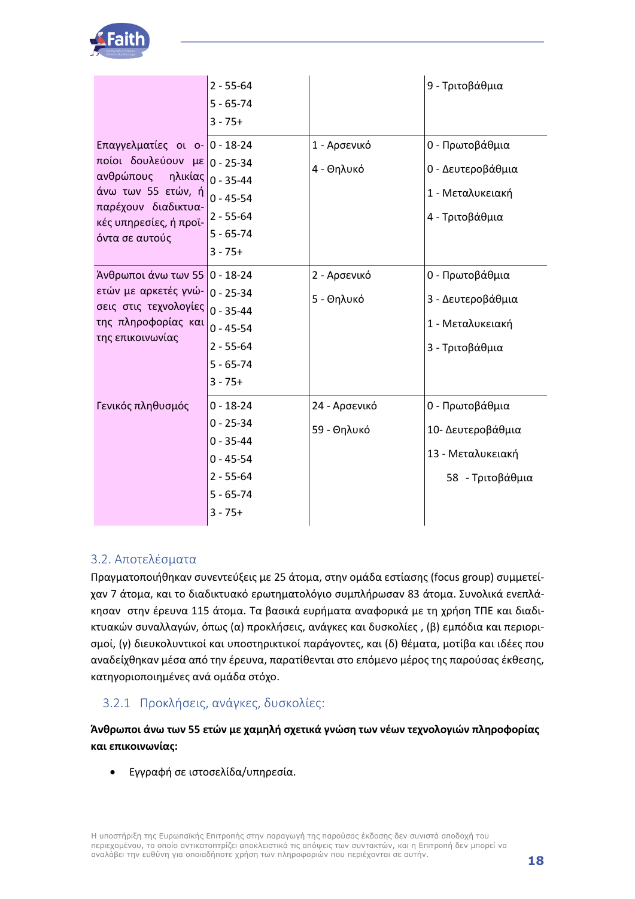| | | | |
|---|---|---|---|
| | 2 - 55-64<br>5 - 65-74<br>3 - 75+ | | 9 - Τριτοβάθμια |
| Επαγγελματίες οι οποίοι δουλεύουν με ανθρώπους ηλικίας άνω των 55 ετών, ή παρέχουν διαδικτυακές υπηρεσίες, ή προϊόντα σε αυτούς | 0 - 18-24<br>0 - 25-34<br>0 - 35-44<br>0 - 45-54<br>2 - 55-64<br>5 - 65-74<br>3 - 75+ | 1 - Αρσενικό<br>4 - Θηλυκό | 0 - Πρωτοβάθμια<br>0 - Δευτεροβάθμια<br>1 - Μεταλυκειακή<br>4 - Τριτοβάθμια |
| Άνθρωποι άνω των 55 ετών με αρκετές γνώσεις στις τεχνολογίες της πληροφορίας και της επικοινωνίας | 0 - 18-24<br>0 - 25-34<br>0 - 35-44<br>0 - 45-54<br>2 - 55-64<br>5 - 65-74<br>3 - 75+ | 2 - Αρσενικό<br>5 - Θηλυκό | 0 - Πρωτοβάθμια<br>3 - Δευτεροβάθμια<br>1 - Μεταλυκειακή<br>3 - Τριτοβάθμια |
| Γενικός πληθυσμός | 0 - 18-24<br>0 - 25-34<br>0 - 35-44<br>0 - 45-54<br>2 - 55-64<br>5 - 65-74<br>3 - 75+ | 24 - Αρσενικό<br>59 - Θηλυκό | 0 - Πρωτοβάθμια<br>10- Δευτεροβάθμια<br>13 - Μεταλυκειακή<br>58 - Τριτοβάθμια |

## 3.2. Αποτελέσματα

Πραγματοποιήθηκαν συνεντεύξεις με 25 άτομα, στην ομάδα εστίασης (focus group) συμμετείχαν 7 άτομα, και το διαδικτυακό ερωτηματολόγιο συμπλήρωσαν 83 άτομα. Συνολικά ενεπλάκησαν στην έρευνα 115 άτομα. Τα βασικά ευρήματα αναφορικά με τη χρήση ΤΠΕ και διαδικτυακών συναλλαγών, όπως (α) προκλήσεις, ανάγκες και δυσκολίες , (β) εμπόδια και περιορισμοί, (γ) διευκολυντικοί και υποστηρικτικοί παράγοντες, και (δ) θέματα, μοτίβα και ιδέες που αναδείχθηκαν μέσα από την έρευνα, παρατίθενται στο επόμενο μέρος της παρούσας έκθεσης, κατηγοριοποιημένες ανά ομάδα στόχο.

### 3.2.1 Προκλήσεις, ανάγκες, δυσκολίες:

**Άνθρωποι άνω των 55 ετών με χαμηλή σχετικά γνώση των νέων τεχνολογιών πληροφορίας και επικοινωνίας:**

- Εγγραφή σε ιστοσελίδα/υπηρεσία.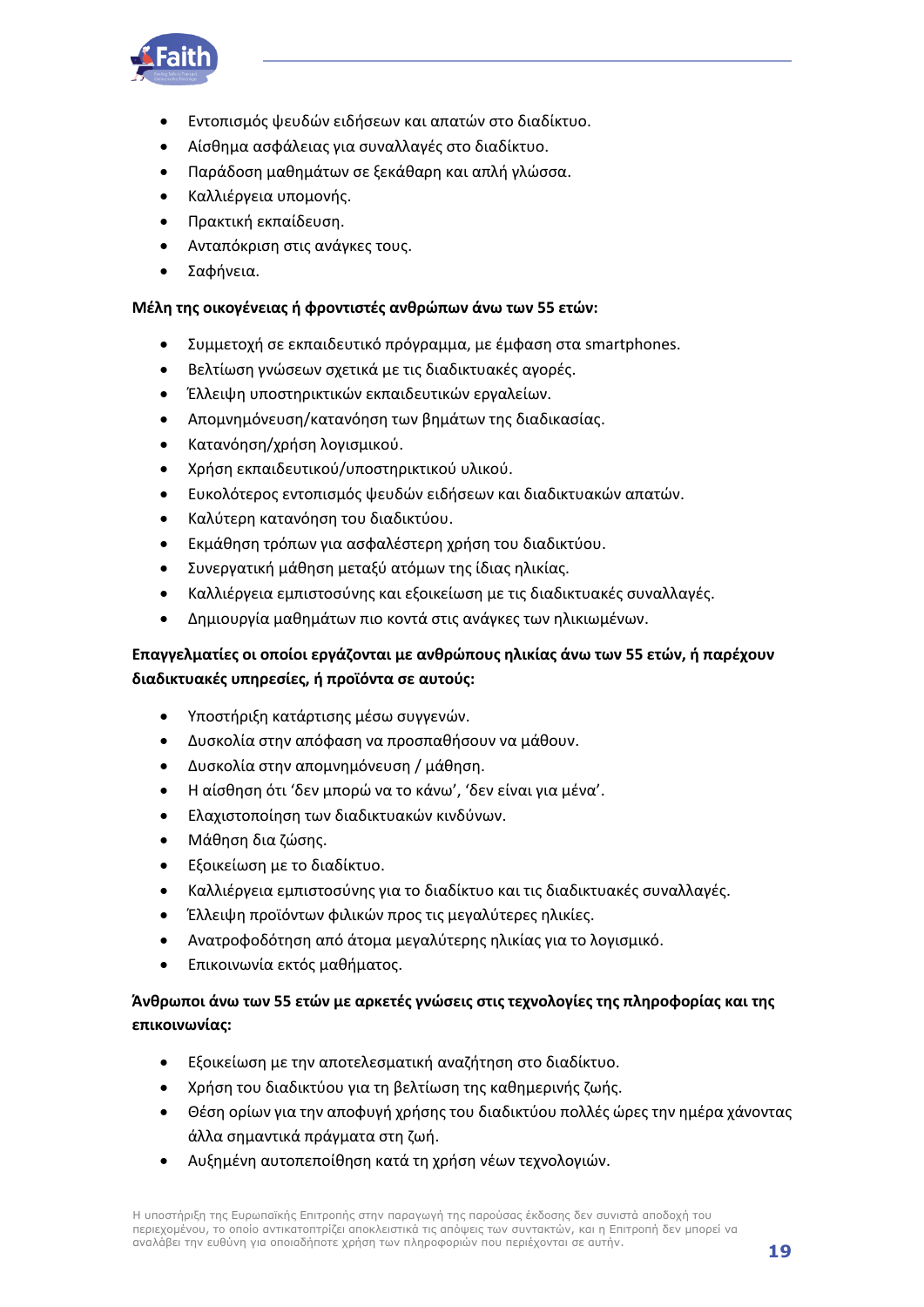- Εντοπισμός ψευδών ειδήσεων και απατών στο διαδίκτυο.
- Αίσθημα ασφάλειας για συναλλαγές στο διαδίκτυο.
- Παράδοση μαθημάτων σε ξεκάθαρη και απλή γλώσσα.
- Καλλιέργεια υπομονής.
- Πρακτική εκπαίδευση.
- Ανταπόκριση στις ανάγκες τους.
- Σαφήνεια.

**Μέλη της οικογένειας ή φροντιστές ανθρώπων άνω των 55 ετών:**

- Συμμετοχή σε εκπαιδευτικό πρόγραμμα, με έμφαση στα smartphones.
- Βελτίωση γνώσεων σχετικά με τις διαδικτυακές αγορές.
- Έλλειψη υποστηρικτικών εκπαιδευτικών εργαλείων.
- Απομνημόνευση/κατανόηση των βημάτων της διαδικασίας.
- Κατανόηση/χρήση λογισμικού.
- Χρήση εκπαιδευτικού/υποστηρικτικού υλικού.
- Ευκολότερος εντοπισμός ψευδών ειδήσεων και διαδικτυακών απατών.
- Καλύτερη κατανόηση του διαδικτύου.
- Εκμάθηση τρόπων για ασφαλέστερη χρήση του διαδικτύου.
- Συνεργατική μάθηση μεταξύ ατόμων της ίδιας ηλικίας.
- Καλλιέργεια εμπιστοσύνης και εξοικείωση με τις διαδικτυακές συναλλαγές.
- Δημιουργία μαθημάτων πιο κοντά στις ανάγκες των ηλικιωμένων.

**Επαγγελματίες οι οποίοι εργάζονται με ανθρώπους ηλικίας άνω των 55 ετών, ή παρέχουν διαδικτυακές υπηρεσίες, ή προϊόντα σε αυτούς:**

- Υποστήριξη κατάρτισης μέσω συγγενών.
- Δυσκολία στην απόφαση να προσπαθήσουν να μάθουν.
- Δυσκολία στην απομνημόνευση / μάθηση.
- Η αίσθηση ότι 'δεν μπορώ να το κάνω', 'δεν είναι για μένα'.
- Ελαχιστοποίηση των διαδικτυακών κινδύνων.
- Μάθηση δια ζώσης.
- Εξοικείωση με το διαδίκτυο.
- Καλλιέργεια εμπιστοσύνης για το διαδίκτυο και τις διαδικτυακές συναλλαγές.
- Έλλειψη προϊόντων φιλικών προς τις μεγαλύτερες ηλικίες.
- Ανατροφοδότηση από άτομα μεγαλύτερης ηλικίας για το λογισμικό.
- Επικοινωνία εκτός μαθήματος.

**Άνθρωποι άνω των 55 ετών με αρκετές γνώσεις στις τεχνολογίες της πληροφορίας και της επικοινωνίας:**

- Εξοικείωση με την αποτελεσματική αναζήτηση στο διαδίκτυο.
- Χρήση του διαδικτύου για τη βελτίωση της καθημερινής ζωής.
- Θέση ορίων για την αποφυγή χρήσης του διαδικτύου πολλές ώρες την ημέρα χάνοντας άλλα σημαντικά πράγματα στη ζωή.
- Αυξημένη αυτοπεποίθηση κατά τη χρήση νέων τεχνολογιών.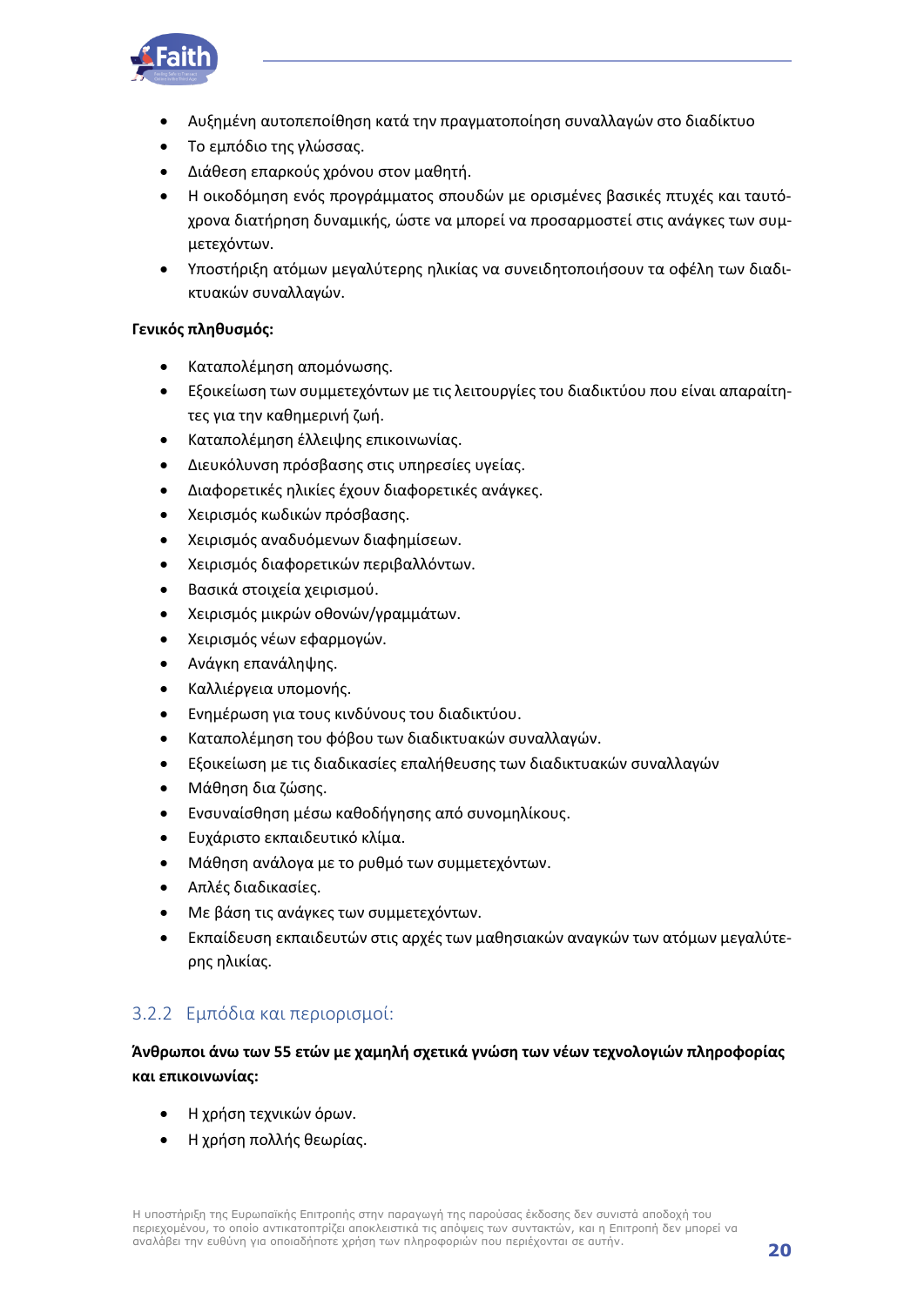- Αυξημένη αυτοπεποίθηση κατά την πραγματοποίηση συναλλαγών στο διαδίκτυο
- Το εμπόδιο της γλώσσας.
- Διάθεση επαρκούς χρόνου στον μαθητή.
- Η οικοδόμηση ενός προγράμματος σπουδών με ορισμένες βασικές πτυχές και ταυτόχρονα διατήρηση δυναμικής, ώστε να μπορεί να προσαρμοστεί στις ανάγκες των συμμετεχόντων.
- Υποστήριξη ατόμων μεγαλύτερης ηλικίας να συνειδητοποιήσουν τα οφέλη των διαδικτυακών συναλλαγών.

**Γενικός πληθυσμός:**

- Καταπολέμηση απομόνωσης.
- Εξοικείωση των συμμετεχόντων με τις λειτουργίες του διαδικτύου που είναι απαραίτητες για την καθημερινή ζωή.
- Καταπολέμηση έλλειψης επικοινωνίας.
- Διευκόλυνση πρόσβασης στις υπηρεσίες υγείας.
- Διαφορετικές ηλικίες έχουν διαφορετικές ανάγκες.
- Χειρισμός κωδικών πρόσβασης.
- Χειρισμός αναδυόμενων διαφημίσεων.
- Χειρισμός διαφορετικών περιβαλλόντων.
- Βασικά στοιχεία χειρισμού.
- Χειρισμός μικρών οθονών/γραμμάτων.
- Χειρισμός νέων εφαρμογών.
- Ανάγκη επανάληψης.
- Καλλιέργεια υπομονής.
- Ενημέρωση για τους κινδύνους του διαδικτύου.
- Καταπολέμηση του φόβου των διαδικτυακών συναλλαγών.
- Εξοικείωση με τις διαδικασίες επαλήθευσης των διαδικτυακών συναλλαγών
- Μάθηση δια ζώσης.
- Ενσυναίσθηση μέσω καθοδήγησης από συνομηλίκους.
- Ευχάριστο εκπαιδευτικό κλίμα.
- Μάθηση ανάλογα με το ρυθμό των συμμετεχόντων.
- Απλές διαδικασίες.
- Με βάση τις ανάγκες των συμμετεχόντων.
- Εκπαίδευση εκπαιδευτών στις αρχές των μαθησιακών αναγκών των ατόμων μεγαλύτερης ηλικίας.

### 3.2.2 Εμπόδια και περιορισμοί:

**Άνθρωποι άνω των 55 ετών με χαμηλή σχετικά γνώση των νέων τεχνολογιών πληροφορίας και επικοινωνίας:**

- Η χρήση τεχνικών όρων.
- Η χρήση πολλής θεωρίας.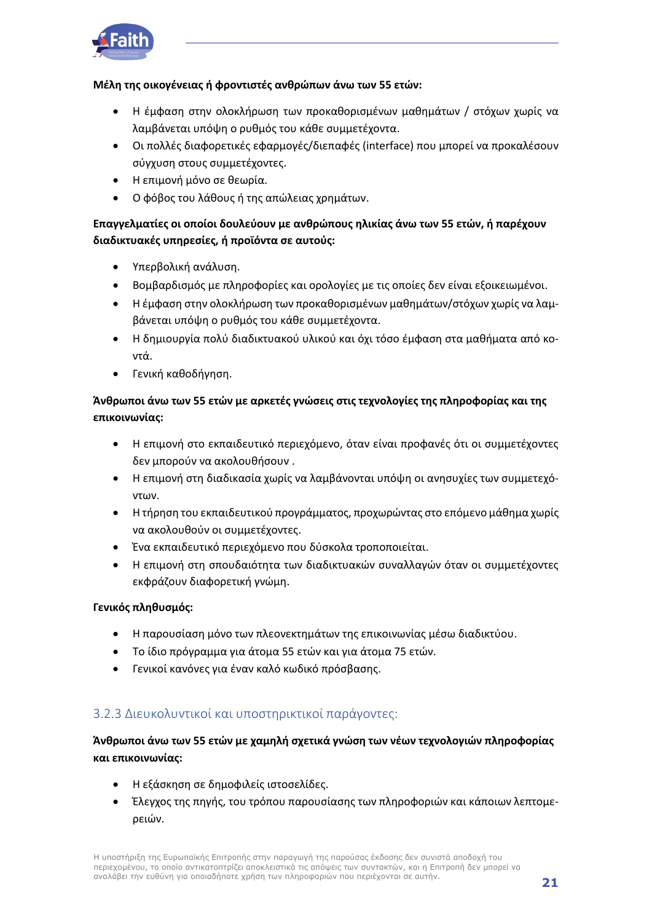**Μέλη της οικογένειας ή φροντιστές ανθρώπων άνω των 55 ετών:**

- Η έμφαση στην ολοκλήρωση των προκαθορισμένων μαθημάτων / στόχων χωρίς να λαμβάνεται υπόψη ο ρυθμός του κάθε συμμετέχοντα.
- Οι πολλές διαφορετικές εφαρμογές/διεπαφές (interface) που μπορεί να προκαλέσουν σύγχυση στους συμμετέχοντες.
- Η επιμονή μόνο σε θεωρία.
- Ο φόβος του λάθους ή της απώλειας χρημάτων.

**Επαγγελματίες οι οποίοι δουλεύουν με ανθρώπους ηλικίας άνω των 55 ετών, ή παρέχουν διαδικτυακές υπηρεσίες, ή προϊόντα σε αυτούς:**

- Υπερβολική ανάλυση.
- Βομβαρδισμός με πληροφορίες και ορολογίες με τις οποίες δεν είναι εξοικειωμένοι.
- Η έμφαση στην ολοκλήρωση των προκαθορισμένων μαθημάτων/στόχων χωρίς να λαμβάνεται υπόψη ο ρυθμός του κάθε συμμετέχοντα.
- Η δημιουργία πολύ διαδικτυακού υλικού και όχι τόσο έμφαση στα μαθήματα από κοντά.
- Γενική καθοδήγηση.

**Άνθρωποι άνω των 55 ετών με αρκετές γνώσεις στις τεχνολογίες της πληροφορίας και της επικοινωνίας:**

- Η επιμονή στο εκπαιδευτικό περιεχόμενο, όταν είναι προφανές ότι οι συμμετέχοντες δεν μπορούν να ακολουθήσουν .
- Η επιμονή στη διαδικασία χωρίς να λαμβάνονται υπόψη οι ανησυχίες των συμμετεχόντων.
- Η τήρηση του εκπαιδευτικού προγράμματος, προχωρώντας στο επόμενο μάθημα χωρίς να ακολουθούν οι συμμετέχοντες.
- Ένα εκπαιδευτικό περιεχόμενο που δύσκολα τροποποιείται.
- Η επιμονή στη σπουδαιότητα των διαδικτυακών συναλλαγών όταν οι συμμετέχοντες εκφράζουν διαφορετική γνώμη.

**Γενικός πληθυσμός:**

- Η παρουσίαση μόνο των πλεονεκτημάτων της επικοινωνίας μέσω διαδικτύου.
- Το ίδιο πρόγραμμα για άτομα 55 ετών και για άτομα 75 ετών.
- Γενικοί κανόνες για έναν καλό κωδικό πρόσβασης.

### 3.2.3 Διευκολυντικοί και υποστηρικτικοί παράγοντες:

**Άνθρωποι άνω των 55 ετών με χαμηλή σχετικά γνώση των νέων τεχνολογιών πληροφορίας και επικοινωνίας:**

- Η εξάσκηση σε δημοφιλείς ιστοσελίδες.
- Έλεγχος της πηγής, του τρόπου παρουσίασης των πληροφοριών και κάποιων λεπτομερειών.

Η υποστήριξη της Ευρωπαϊκής Επιτροπής στην παραγωγή της παρούσας έκδοσης δεν συνιστά αποδοχή του περιεχομένου, το οποίο αντικατοπτρίζει αποκλειστικά τις απόψεις των συντακτών, και η Επιτροπή δεν μπορεί να αναλάβει την ευθύνη για οποιαδήποτε χρήση των πληροφοριών που περιέχονται σε αυτήν.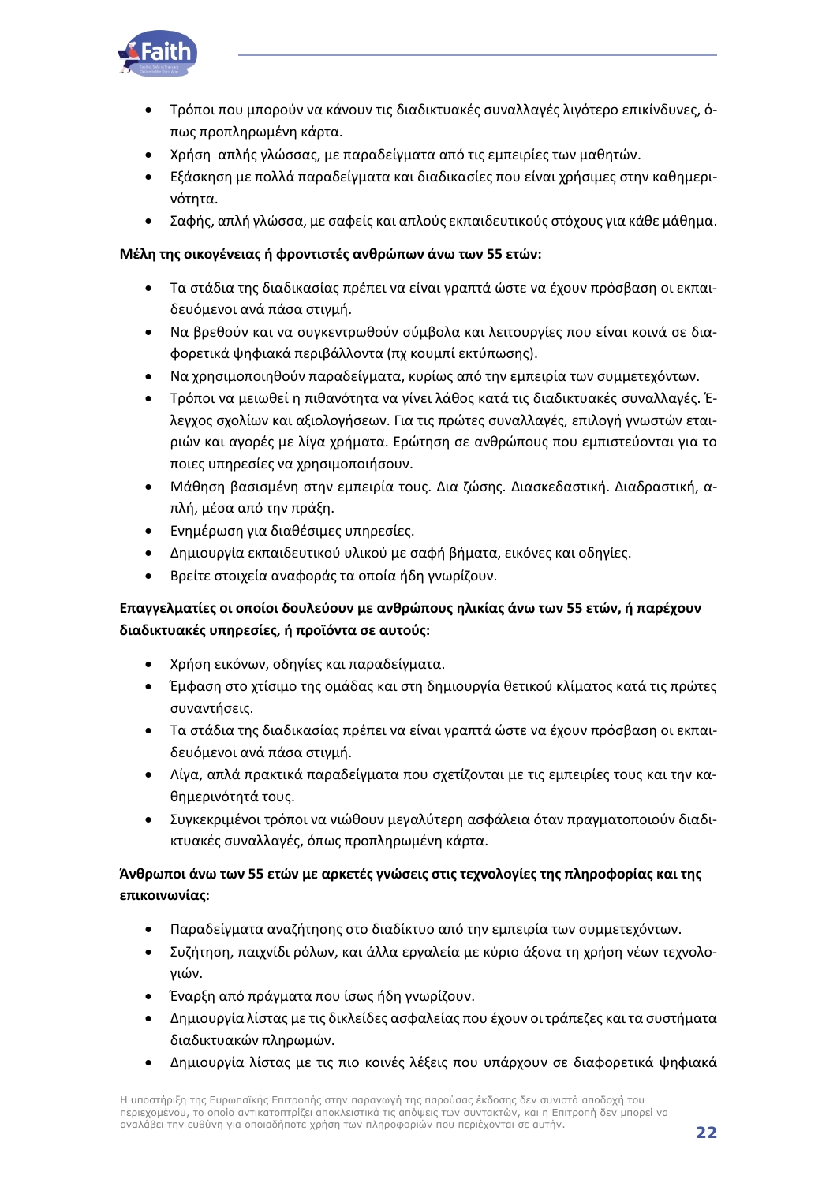- Τρόποι που μπορούν να κάνουν τις διαδικτυακές συναλλαγές λιγότερο επικίνδυνες, όπως προπληρωμένη κάρτα.
- Χρήση απλής γλώσσας, με παραδείγματα από τις εμπειρίες των μαθητών.
- Εξάσκηση με πολλά παραδείγματα και διαδικασίες που είναι χρήσιμες στην καθημερινότητα.
- Σαφής, απλή γλώσσα, με σαφείς και απλούς εκπαιδευτικούς στόχους για κάθε μάθημα.

**Μέλη της οικογένειας ή φροντιστές ανθρώπων άνω των 55 ετών:**

- Τα στάδια της διαδικασίας πρέπει να είναι γραπτά ώστε να έχουν πρόσβαση οι εκπαιδευόμενοι ανά πάσα στιγμή.
- Να βρεθούν και να συγκεντρωθούν σύμβολα και λειτουργίες που είναι κοινά σε διαφορετικά ψηφιακά περιβάλλοντα (πχ κουμπί εκτύπωσης).
- Να χρησιμοποιηθούν παραδείγματα, κυρίως από την εμπειρία των συμμετεχόντων.
- Τρόποι να μειωθεί η πιθανότητα να γίνει λάθος κατά τις διαδικτυακές συναλλαγές. Έλεγχος σχολίων και αξιολογήσεων. Για τις πρώτες συναλλαγές, επιλογή γνωστών εταιριών και αγορές με λίγα χρήματα. Ερώτηση σε ανθρώπους που εμπιστεύονται για το ποιες υπηρεσίες να χρησιμοποιήσουν.
- Μάθηση βασισμένη στην εμπειρία τους. Δια ζώσης. Διασκεδαστική. Διαδραστική, απλή, μέσα από την πράξη.
- Ενημέρωση για διαθέσιμες υπηρεσίες.
- Δημιουργία εκπαιδευτικού υλικού με σαφή βήματα, εικόνες και οδηγίες.
- Βρείτε στοιχεία αναφοράς τα οποία ήδη γνωρίζουν.

**Επαγγελματίες οι οποίοι δουλεύουν με ανθρώπους ηλικίας άνω των 55 ετών, ή παρέχουν διαδικτυακές υπηρεσίες, ή προϊόντα σε αυτούς:**

- Χρήση εικόνων, οδηγίες και παραδείγματα.
- Έμφαση στο χτίσιμο της ομάδας και στη δημιουργία θετικού κλίματος κατά τις πρώτες συναντήσεις.
- Τα στάδια της διαδικασίας πρέπει να είναι γραπτά ώστε να έχουν πρόσβαση οι εκπαιδευόμενοι ανά πάσα στιγμή.
- Λίγα, απλά πρακτικά παραδείγματα που σχετίζονται με τις εμπειρίες τους και την καθημερινότητά τους.
- Συγκεκριμένοι τρόποι να νιώθουν μεγαλύτερη ασφάλεια όταν πραγματοποιούν διαδικτυακές συναλλαγές, όπως προπληρωμένη κάρτα.

**Άνθρωποι άνω των 55 ετών με αρκετές γνώσεις στις τεχνολογίες της πληροφορίας και της επικοινωνίας:**

- Παραδείγματα αναζήτησης στο διαδίκτυο από την εμπειρία των συμμετεχόντων.
- Συζήτηση, παιχνίδι ρόλων, και άλλα εργαλεία με κύριο άξονα τη χρήση νέων τεχνολογιών.
- Έναρξη από πράγματα που ίσως ήδη γνωρίζουν.
- Δημιουργία λίστας με τις δικλείδες ασφαλείας που έχουν οι τράπεζες και τα συστήματα διαδικτυακών πληρωμών.
- Δημιουργία λίστας με τις πιο κοινές λέξεις που υπάρχουν σε διαφορετικά ψηφιακά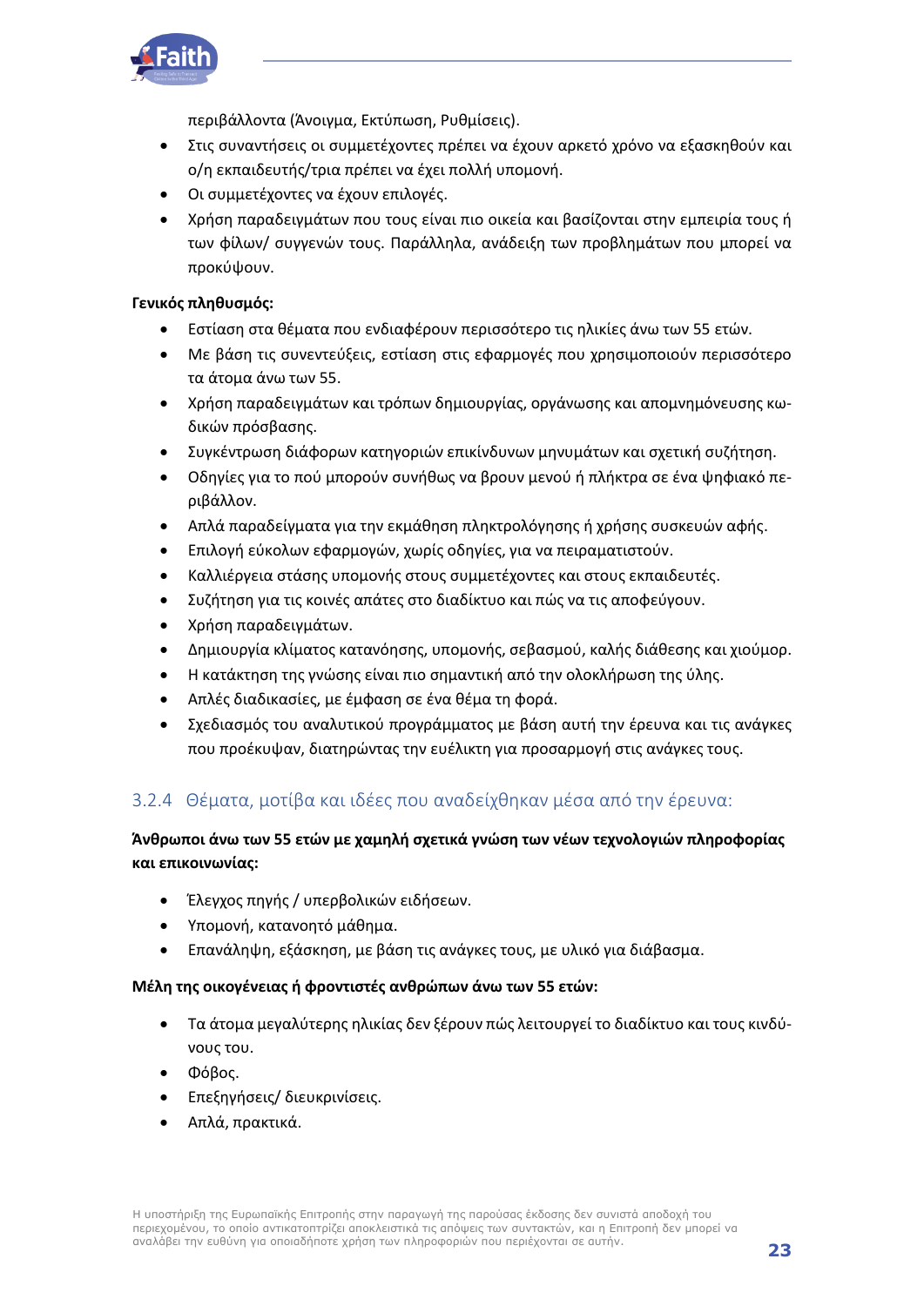περιβάλλοντα (Άνοιγμα, Εκτύπωση, Ρυθμίσεις).

- Στις συναντήσεις οι συμμετέχοντες πρέπει να έχουν αρκετό χρόνο να εξασκηθούν και ο/η εκπαιδευτής/τρια πρέπει να έχει πολλή υπομονή.
- Οι συμμετέχοντες να έχουν επιλογές.
- Χρήση παραδειγμάτων που τους είναι πιο οικεία και βασίζονται στην εμπειρία τους ή των φίλων/ συγγενών τους. Παράλληλα, ανάδειξη των προβλημάτων που μπορεί να προκύψουν.

**Γενικός πληθυσμός:**

- Εστίαση στα θέματα που ενδιαφέρουν περισσότερο τις ηλικίες άνω των 55 ετών.
- Με βάση τις συνεντεύξεις, εστίαση στις εφαρμογές που χρησιμοποιούν περισσότερο τα άτομα άνω των 55.
- Χρήση παραδειγμάτων και τρόπων δημιουργίας, οργάνωσης και απομνημόνευσης κωδικών πρόσβασης.
- Συγκέντρωση διάφορων κατηγοριών επικίνδυνων μηνυμάτων και σχετική συζήτηση.
- Οδηγίες για το πού μπορούν συνήθως να βρουν μενού ή πλήκτρα σε ένα ψηφιακό περιβάλλον.
- Απλά παραδείγματα για την εκμάθηση πληκτρολόγησης ή χρήσης συσκευών αφής.
- Επιλογή εύκολων εφαρμογών, χωρίς οδηγίες, για να πειραματιστούν.
- Καλλιέργεια στάσης υπομονής στους συμμετέχοντες και στους εκπαιδευτές.
- Συζήτηση για τις κοινές απάτες στο διαδίκτυο και πώς να τις αποφεύγουν.
- Χρήση παραδειγμάτων.
- Δημιουργία κλίματος κατανόησης, υπομονής, σεβασμού, καλής διάθεσης και χιούμορ.
- Η κατάκτηση της γνώσης είναι πιο σημαντική από την ολοκλήρωση της ύλης.
- Απλές διαδικασίες, με έμφαση σε ένα θέμα τη φορά.
- Σχεδιασμός του αναλυτικού προγράμματος με βάση αυτή την έρευνα και τις ανάγκες που προέκυψαν, διατηρώντας την ευέλικτη για προσαρμογή στις ανάγκες τους.

### 3.2.4 Θέματα, μοτίβα και ιδέες που αναδείχθηκαν μέσα από την έρευνα:

**Άνθρωποι άνω των 55 ετών με χαμηλή σχετικά γνώση των νέων τεχνολογιών πληροφορίας και επικοινωνίας:**

- Έλεγχος πηγής / υπερβολικών ειδήσεων.
- Υπομονή, κατανοητό μάθημα.
- Επανάληψη, εξάσκηση, με βάση τις ανάγκες τους, με υλικό για διάβασμα.

**Μέλη της οικογένειας ή φροντιστές ανθρώπων άνω των 55 ετών:**

- Τα άτομα μεγαλύτερης ηλικίας δεν ξέρουν πώς λειτουργεί το διαδίκτυο και τους κινδύνους του.
- Φόβος.
- Επεξηγήσεις/ διευκρινίσεις.
- Απλά, πρακτικά.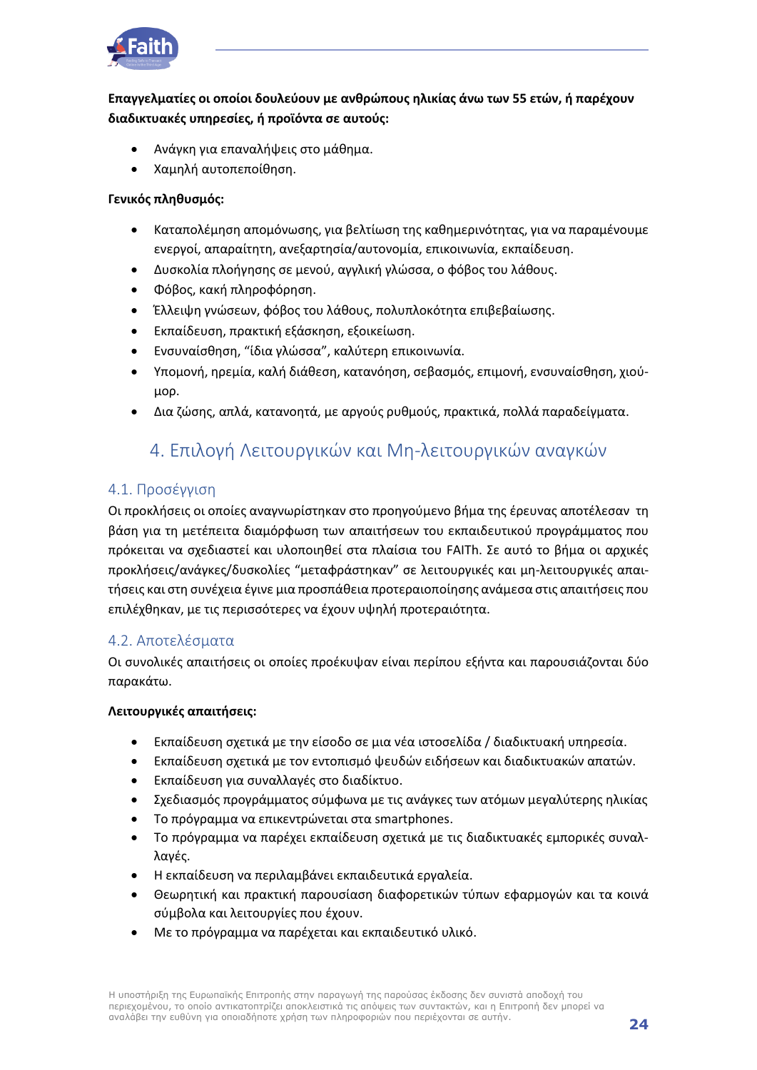**Επαγγελματίες οι οποίοι δουλεύουν με ανθρώπους ηλικίας άνω των 55 ετών, ή παρέχουν διαδικτυακές υπηρεσίες, ή προϊόντα σε αυτούς:**

- Ανάγκη για επαναλήψεις στο μάθημα.
- Χαμηλή αυτοπεποίθηση.

**Γενικός πληθυσμός:**

- Καταπολέμηση απομόνωσης, για βελτίωση της καθημερινότητας, για να παραμένουμε ενεργοί, απαραίτητη, ανεξαρτησία/αυτονομία, επικοινωνία, εκπαίδευση.
- Δυσκολία πλοήγησης σε μενού, αγγλική γλώσσα, ο φόβος του λάθους.
- Φόβος, κακή πληροφόρηση.
- Έλλειψη γνώσεων, φόβος του λάθους, πολυπλοκότητα επιβεβαίωσης.
- Εκπαίδευση, πρακτική εξάσκηση, εξοικείωση.
- Ενσυναίσθηση, "ίδια γλώσσα", καλύτερη επικοινωνία.
- Υπομονή, ηρεμία, καλή διάθεση, κατανόηση, σεβασμός, επιμονή, ενσυναίσθηση, χιούμορ.
- Δια ζώσης, απλά, κατανοητά, με αργούς ρυθμούς, πρακτικά, πολλά παραδείγματα.

# 4. Επιλογή Λειτουργικών και Μη-λειτουργικών αναγκών

## 4.1. Προσέγγιση

Οι προκλήσεις οι οποίες αναγνωρίστηκαν στο προηγούμενο βήμα της έρευνας αποτέλεσαν τη βάση για τη μετέπειτα διαμόρφωση των απαιτήσεων του εκπαιδευτικού προγράμματος που πρόκειται να σχεδιαστεί και υλοποιηθεί στα πλαίσια του FAITh. Σε αυτό το βήμα οι αρχικές προκλήσεις/ανάγκες/δυσκολίες "μεταφράστηκαν" σε λειτουργικές και μη-λειτουργικές απαιτήσεις και στη συνέχεια έγινε μια προσπάθεια προτεραιοποίησης ανάμεσα στις απαιτήσεις που επιλέχθηκαν, με τις περισσότερες να έχουν υψηλή προτεραιότητα.

## 4.2. Αποτελέσματα

Οι συνολικές απαιτήσεις οι οποίες προέκυψαν είναι περίπου εξήντα και παρουσιάζονται δύο παρακάτω.

**Λειτουργικές απαιτήσεις:**

- Εκπαίδευση σχετικά με την είσοδο σε μια νέα ιστοσελίδα / διαδικτυακή υπηρεσία.
- Εκπαίδευση σχετικά με τον εντοπισμό ψευδών ειδήσεων και διαδικτυακών απατών.
- Εκπαίδευση για συναλλαγές στο διαδίκτυο.
- Σχεδιασμός προγράμματος σύμφωνα με τις ανάγκες των ατόμων μεγαλύτερης ηλικίας
- Το πρόγραμμα να επικεντρώνεται στα smartphones.
- Το πρόγραμμα να παρέχει εκπαίδευση σχετικά με τις διαδικτυακές εμπορικές συναλλαγές.
- Η εκπαίδευση να περιλαμβάνει εκπαιδευτικά εργαλεία.
- Θεωρητική και πρακτική παρουσίαση διαφορετικών τύπων εφαρμογών και τα κοινά σύμβολα και λειτουργίες που έχουν.
- Με το πρόγραμμα να παρέχεται και εκπαιδευτικό υλικό.

Η υποστήριξη της Ευρωπαϊκής Επιτροπής στην παραγωγή της παρούσας έκδοσης δεν συνιστά αποδοχή του περιεχομένου, το οποίο αντικατοπτρίζει αποκλειστικά τις απόψεις των συντακτών, και η Επιτροπή δεν μπορεί να αναλάβει την ευθύνη για οποιαδήποτε χρήση των πληροφοριών που περιέχονται σε αυτήν.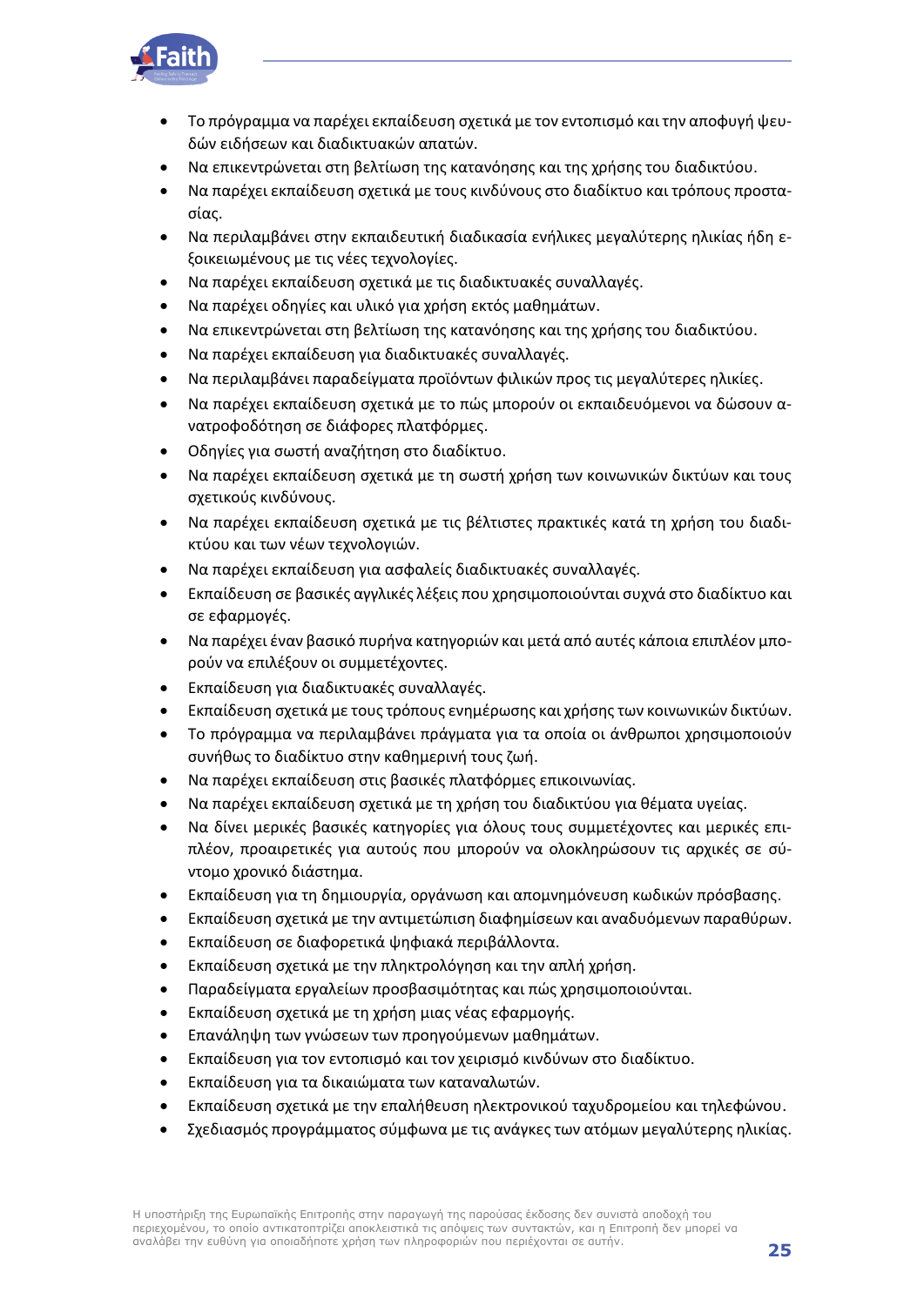- Το πρόγραμμα να παρέχει εκπαίδευση σχετικά με τον εντοπισμό και την αποφυγή ψευδών ειδήσεων και διαδικτυακών απατών.
- Να επικεντρώνεται στη βελτίωση της κατανόησης και της χρήσης του διαδικτύου.
- Να παρέχει εκπαίδευση σχετικά με τους κινδύνους στο διαδίκτυο και τρόπους προστασίας.
- Να περιλαμβάνει στην εκπαιδευτική διαδικασία ενήλικες μεγαλύτερης ηλικίας ήδη εξοικειωμένους με τις νέες τεχνολογίες.
- Να παρέχει εκπαίδευση σχετικά με τις διαδικτυακές συναλλαγές.
- Να παρέχει οδηγίες και υλικό για χρήση εκτός μαθημάτων.
- Να επικεντρώνεται στη βελτίωση της κατανόησης και της χρήσης του διαδικτύου.
- Να παρέχει εκπαίδευση για διαδικτυακές συναλλαγές.
- Να περιλαμβάνει παραδείγματα προϊόντων φιλικών προς τις μεγαλύτερες ηλικίες.
- Να παρέχει εκπαίδευση σχετικά με το πώς μπορούν οι εκπαιδευόμενοι να δώσουν ανατροφοδότηση σε διάφορες πλατφόρμες.
- Οδηγίες για σωστή αναζήτηση στο διαδίκτυο.
- Να παρέχει εκπαίδευση σχετικά με τη σωστή χρήση των κοινωνικών δικτύων και τους σχετικούς κινδύνους.
- Να παρέχει εκπαίδευση σχετικά με τις βέλτιστες πρακτικές κατά τη χρήση του διαδικτύου και των νέων τεχνολογιών.
- Να παρέχει εκπαίδευση για ασφαλείς διαδικτυακές συναλλαγές.
- Εκπαίδευση σε βασικές αγγλικές λέξεις που χρησιμοποιούνται συχνά στο διαδίκτυο και σε εφαρμογές.
- Να παρέχει έναν βασικό πυρήνα κατηγοριών και μετά από αυτές κάποια επιπλέον μπορούν να επιλέξουν οι συμμετέχοντες.
- Εκπαίδευση για διαδικτυακές συναλλαγές.
- Εκπαίδευση σχετικά με τους τρόπους ενημέρωσης και χρήσης των κοινωνικών δικτύων.
- Το πρόγραμμα να περιλαμβάνει πράγματα για τα οποία οι άνθρωποι χρησιμοποιούν συνήθως το διαδίκτυο στην καθημερινή τους ζωή.
- Να παρέχει εκπαίδευση στις βασικές πλατφόρμες επικοινωνίας.
- Να παρέχει εκπαίδευση σχετικά με τη χρήση του διαδικτύου για θέματα υγείας.
- Να δίνει μερικές βασικές κατηγορίες για όλους τους συμμετέχοντες και μερικές επιπλέον, προαιρετικές για αυτούς που μπορούν να ολοκληρώσουν τις αρχικές σε σύντομο χρονικό διάστημα.
- Εκπαίδευση για τη δημιουργία, οργάνωση και απομνημόνευση κωδικών πρόσβασης.
- Εκπαίδευση σχετικά με την αντιμετώπιση διαφημίσεων και αναδυόμενων παραθύρων.
- Εκπαίδευση σε διαφορετικά ψηφιακά περιβάλλοντα.
- Εκπαίδευση σχετικά με την πληκτρολόγηση και την απλή χρήση.
- Παραδείγματα εργαλείων προσβασιμότητας και πώς χρησιμοποιούνται.
- Εκπαίδευση σχετικά με τη χρήση μιας νέας εφαρμογής.
- Επανάληψη των γνώσεων των προηγούμενων μαθημάτων.
- Εκπαίδευση για τον εντοπισμό και τον χειρισμό κινδύνων στο διαδίκτυο.
- Εκπαίδευση για τα δικαιώματα των καταναλωτών.
- Εκπαίδευση σχετικά με την επαλήθευση ηλεκτρονικού ταχυδρομείου και τηλεφώνου.
- Σχεδιασμός προγράμματος σύμφωνα με τις ανάγκες των ατόμων μεγαλύτερης ηλικίας.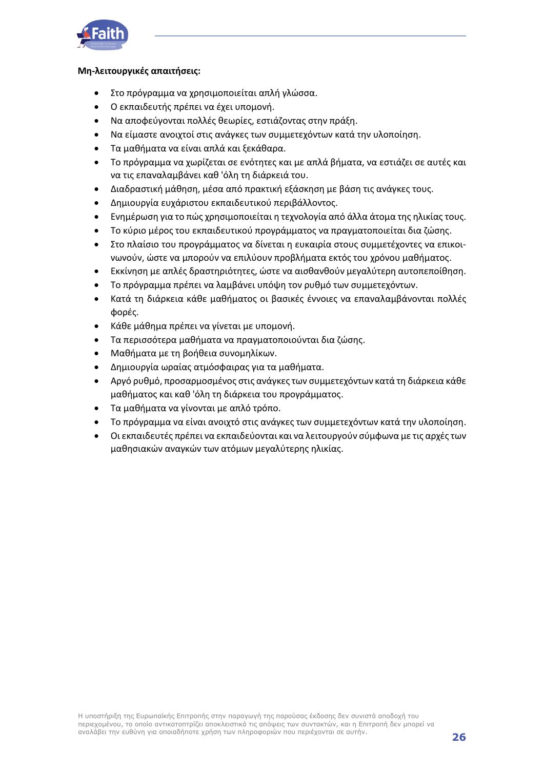**Μη-λειτουργικές απαιτήσεις:**

- Στο πρόγραμμα να χρησιμοποιείται απλή γλώσσα.
- Ο εκπαιδευτής πρέπει να έχει υπομονή.
- Να αποφεύγονται πολλές θεωρίες, εστιάζοντας στην πράξη.
- Να είμαστε ανοιχτοί στις ανάγκες των συμμετεχόντων κατά την υλοποίηση.
- Τα μαθήματα να είναι απλά και ξεκάθαρα.
- Το πρόγραμμα να χωρίζεται σε ενότητες και με απλά βήματα, να εστιάζει σε αυτές και να τις επαναλαμβάνει καθ 'όλη τη διάρκειά του.
- Διαδραστική μάθηση, μέσα από πρακτική εξάσκηση με βάση τις ανάγκες τους.
- Δημιουργία ευχάριστου εκπαιδευτικού περιβάλλοντος.
- Ενημέρωση για το πώς χρησιμοποιείται η τεχνολογία από άλλα άτομα της ηλικίας τους.
- Το κύριο μέρος του εκπαιδευτικού προγράμματος να πραγματοποιείται δια ζώσης.
- Στο πλαίσιο του προγράμματος να δίνεται η ευκαιρία στους συμμετέχοντες να επικοινωνούν, ώστε να μπορούν να επιλύουν προβλήματα εκτός του χρόνου μαθήματος.
- Εκκίνηση με απλές δραστηριότητες, ώστε να αισθανθούν μεγαλύτερη αυτοπεποίθηση.
- Το πρόγραμμα πρέπει να λαμβάνει υπόψη τον ρυθμό των συμμετεχόντων.
- Κατά τη διάρκεια κάθε μαθήματος οι βασικές έννοιες να επαναλαμβάνονται πολλές φορές.
- Κάθε μάθημα πρέπει να γίνεται με υπομονή.
- Τα περισσότερα μαθήματα να πραγματοποιούνται δια ζώσης.
- Μαθήματα με τη βοήθεια συνομηλίκων.
- Δημιουργία ωραίας ατμόσφαιρας για τα μαθήματα.
- Αργό ρυθμό, προσαρμοσμένος στις ανάγκες των συμμετεχόντων κατά τη διάρκεια κάθε μαθήματος και καθ 'όλη τη διάρκεια του προγράμματος.
- Τα μαθήματα να γίνονται με απλό τρόπο.
- Το πρόγραμμα να είναι ανοιχτό στις ανάγκες των συμμετεχόντων κατά την υλοποίηση.
- Οι εκπαιδευτές πρέπει να εκπαιδεύονται και να λειτουργούν σύμφωνα με τις αρχές των μαθησιακών αναγκών των ατόμων μεγαλύτερης ηλικίας.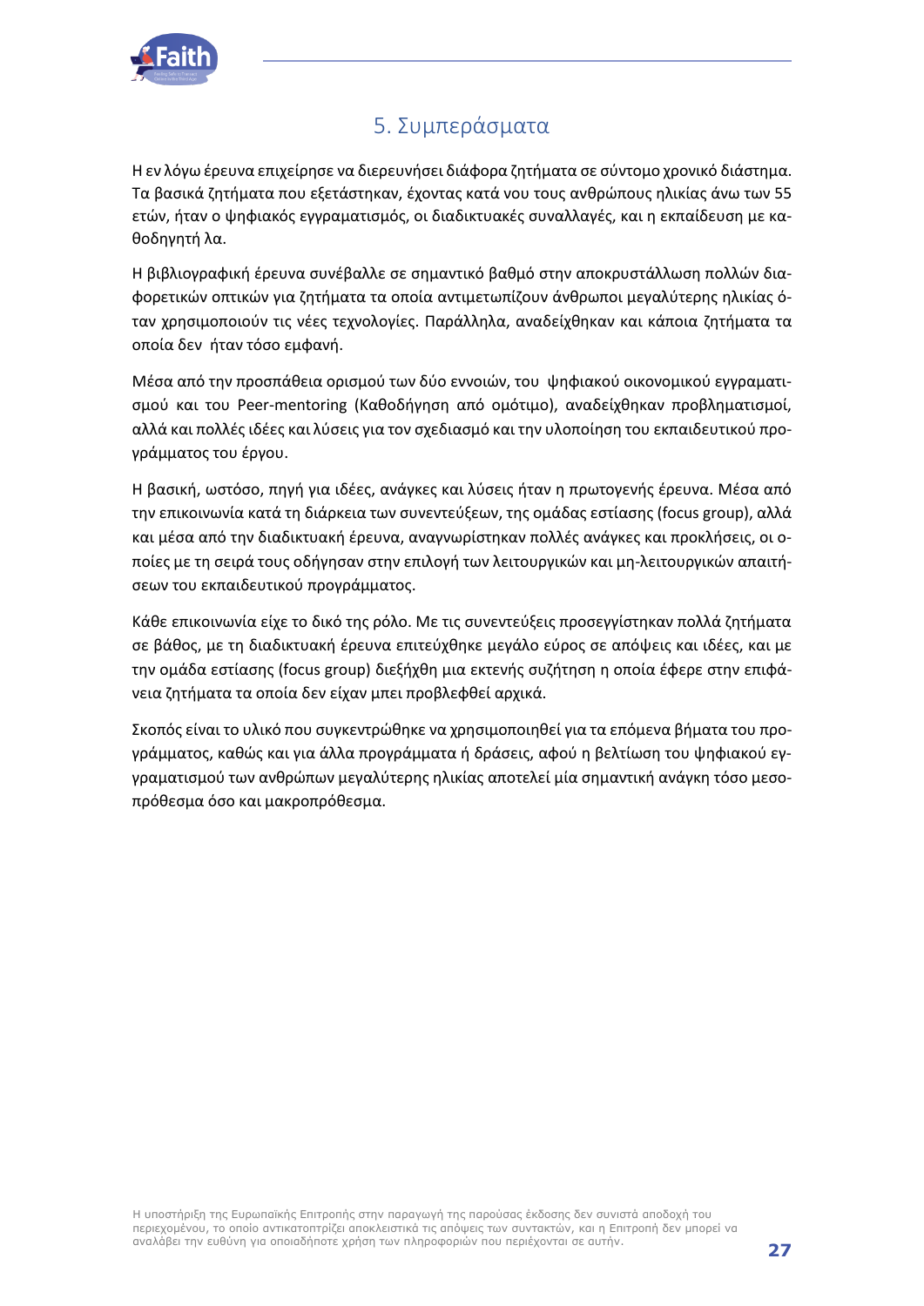# 5. Συμπεράσματα

Η εν λόγω έρευνα επιχείρησε να διερευνήσει διάφορα ζητήματα σε σύντομο χρονικό διάστημα. Τα βασικά ζητήματα που εξετάστηκαν, έχοντας κατά νου τους ανθρώπους ηλικίας άνω των 55 ετών, ήταν ο ψηφιακός εγγραματισμός, οι διαδικτυακές συναλλαγές, και η εκπαίδευση με καθοδηγητή λα.

Η βιβλιογραφική έρευνα συνέβαλλε σε σημαντικό βαθμό στην αποκρυστάλλωση πολλών διαφορετικών οπτικών για ζητήματα τα οποία αντιμετωπίζουν άνθρωποι μεγαλύτερης ηλικίας όταν χρησιμοποιούν τις νέες τεχνολογίες. Παράλληλα, αναδείχθηκαν και κάποια ζητήματα τα οποία δεν ήταν τόσο εμφανή.

Μέσα από την προσπάθεια ορισμού των δύο εννοιών, του ψηφιακού οικονομικού εγγραματισμού και του Peer-mentoring (Καθοδήγηση από ομότιμο), αναδείχθηκαν προβληματισμοί, αλλά και πολλές ιδέες και λύσεις για τον σχεδιασμό και την υλοποίηση του εκπαιδευτικού προγράμματος του έργου.

Η βασική, ωστόσο, πηγή για ιδέες, ανάγκες και λύσεις ήταν η πρωτογενής έρευνα. Μέσα από την επικοινωνία κατά τη διάρκεια των συνεντεύξεων, της ομάδας εστίασης (focus group), αλλά και μέσα από την διαδικτυακή έρευνα, αναγνωρίστηκαν πολλές ανάγκες και προκλήσεις, οι οποίες με τη σειρά τους οδήγησαν στην επιλογή των λειτουργικών και μη-λειτουργικών απαιτήσεων του εκπαιδευτικού προγράμματος.

Κάθε επικοινωνία είχε το δικό της ρόλο. Με τις συνεντεύξεις προσεγγίστηκαν πολλά ζητήματα σε βάθος, με τη διαδικτυακή έρευνα επιτεύχθηκε μεγάλο εύρος σε απόψεις και ιδέες, και με την ομάδα εστίασης (focus group) διεξήχθη μια εκτενής συζήτηση η οποία έφερε στην επιφάνεια ζητήματα τα οποία δεν είχαν μπει προβλεφθεί αρχικά.

Σκοπός είναι το υλικό που συγκεντρώθηκε να χρησιμοποιηθεί για τα επόμενα βήματα του προγράμματος, καθώς και για άλλα προγράμματα ή δράσεις, αφού η βελτίωση του ψηφιακού εγγραματισμού των ανθρώπων μεγαλύτερης ηλικίας αποτελεί μία σημαντική ανάγκη τόσο μεσοπρόθεσμα όσο και μακροπρόθεσμα.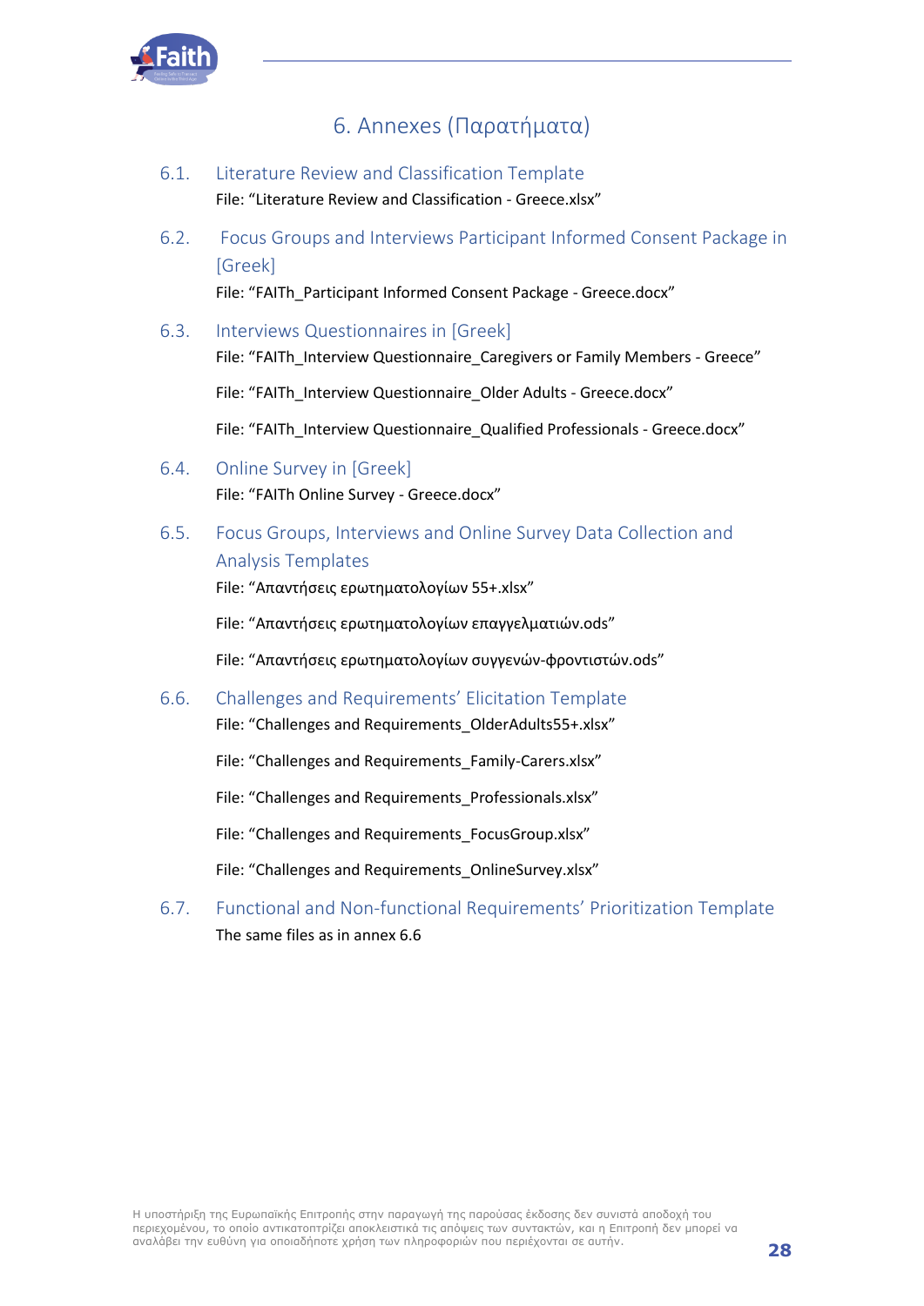# 6. Annexes (Παρατήματα)

## 6.1. Literature Review and Classification Template

File: "Literature Review and Classification - Greece.xlsx"

## 6.2. Focus Groups and Interviews Participant Informed Consent Package in [Greek]

File: "FAITh_Participant Informed Consent Package - Greece.docx"

## 6.3. Interviews Questionnaires in [Greek]

File: "FAITh_Interview Questionnaire_Caregivers or Family Members - Greece"

File: "FAITh_Interview Questionnaire_Older Adults - Greece.docx"

File: "FAITh_Interview Questionnaire_Qualified Professionals - Greece.docx"

## 6.4. Online Survey in [Greek]

File: "FAITh Online Survey - Greece.docx"

## 6.5. Focus Groups, Interviews and Online Survey Data Collection and Analysis Templates

File: "Απαντήσεις ερωτηματολογίων 55+.xlsx"

File: "Απαντήσεις ερωτηματολογίων επαγγελματιών.ods"

File: "Απαντήσεις ερωτηματολογίων συγγενών-φροντιστών.ods"

## 6.6. Challenges and Requirements' Elicitation Template

File: "Challenges and Requirements_OlderAdults55+.xlsx"

File: "Challenges and Requirements_Family-Carers.xlsx"

File: "Challenges and Requirements_Professionals.xlsx"

File: "Challenges and Requirements_FocusGroup.xlsx"

File: "Challenges and Requirements_OnlineSurvey.xlsx"

## 6.7. Functional and Non-functional Requirements' Prioritization Template

The same files as in annex 6.6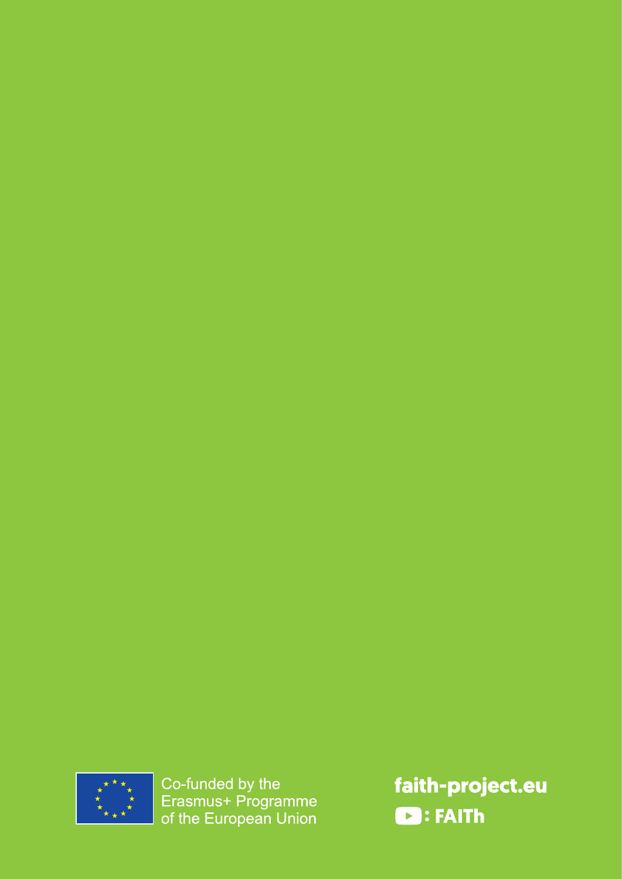Co-funded by the
Erasmus+ Programme
of the European Union

faith-project.eu

: FAITh